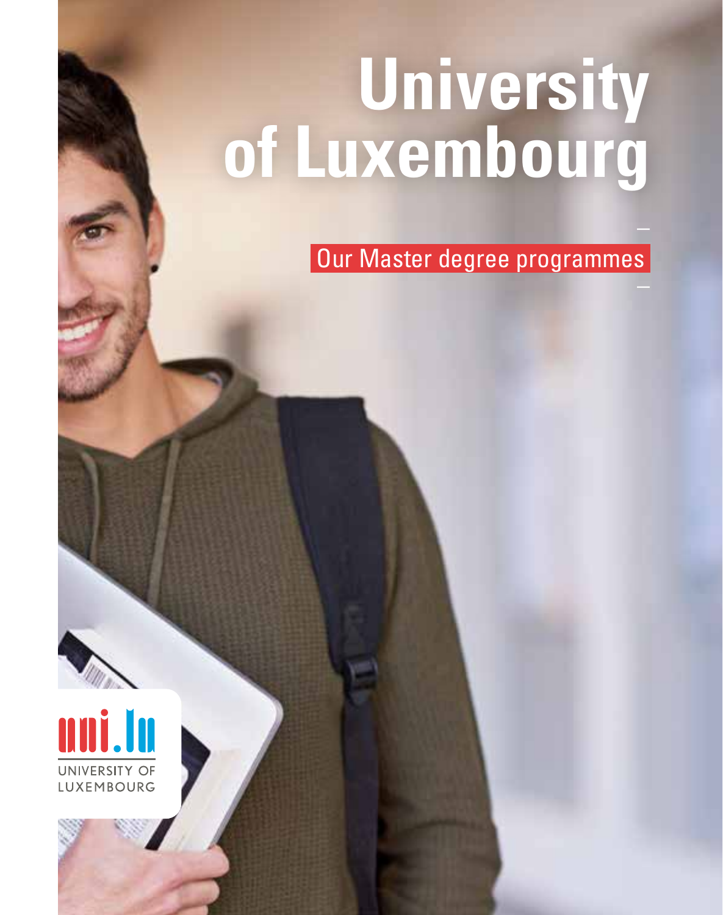# University of Luxembourg

Our Master degree programmes

uni.lu
UNIVERSITY OF LUXEMBOURG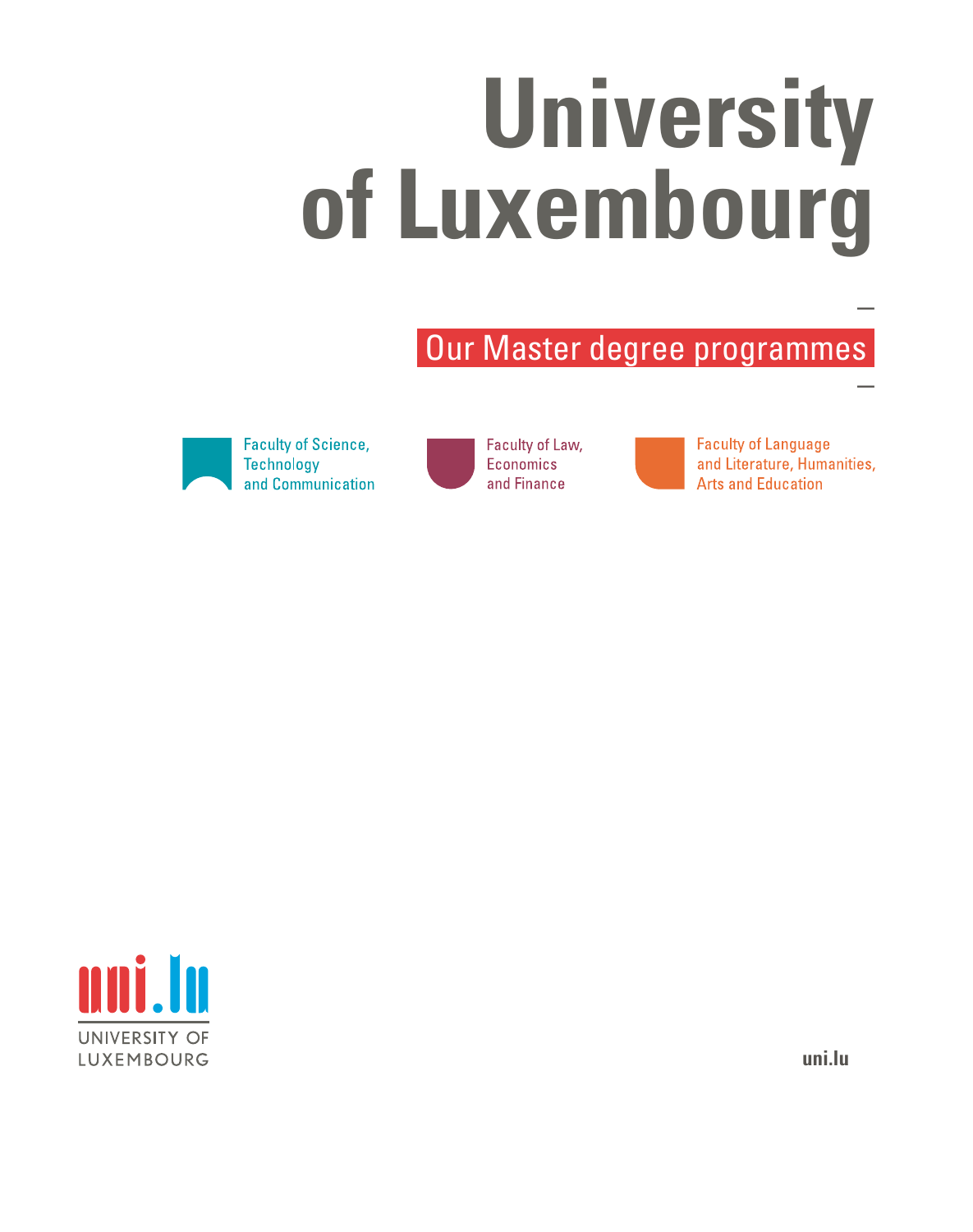# University of Luxembourg

## Our Master degree programmes

Faculty of Science, Technology and Communication

Faculty of Law, Economics and Finance

Faculty of Language and Literature, Humanities, Arts and Education

uni.lu

UNIVERSITY OF LUXEMBOURG

uni.lu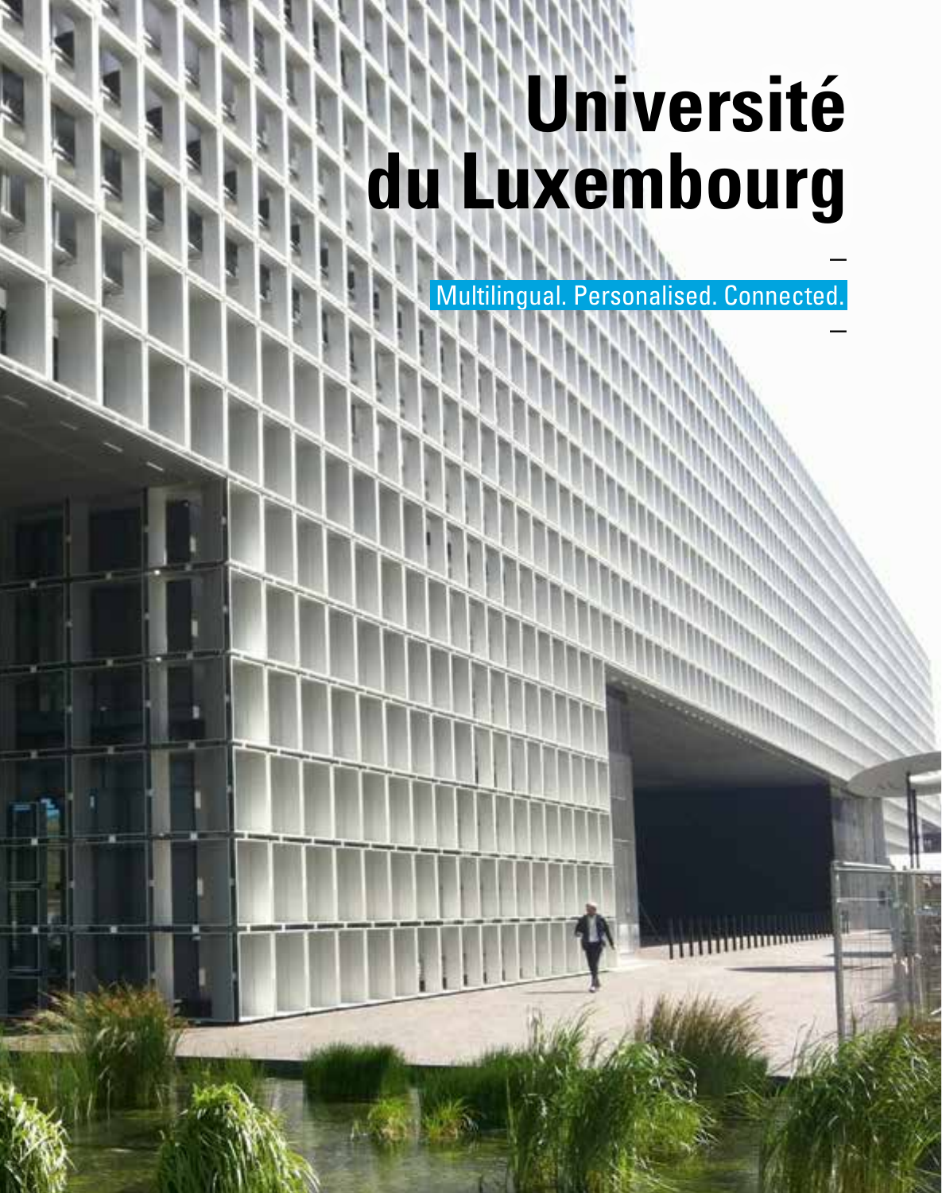# Université du Luxembourg

–

Multilingual. Personalised. Connected.

–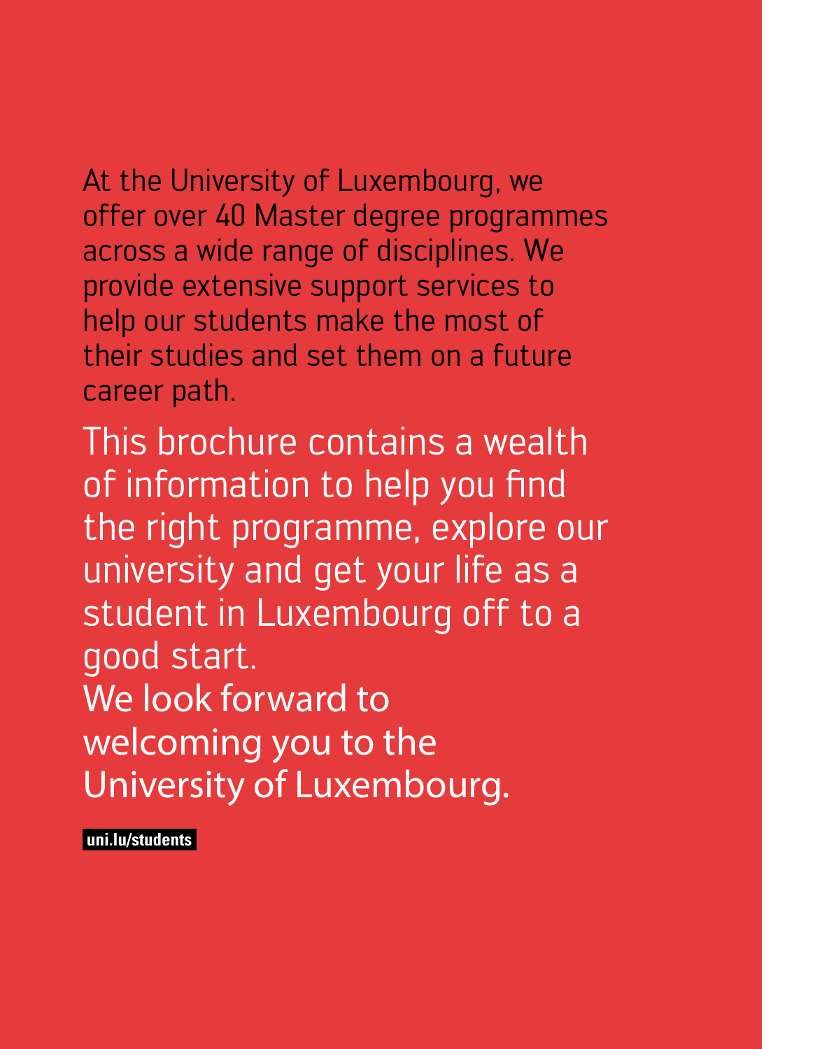At the University of Luxembourg, we offer over 40 Master degree programmes across a wide range of disciplines. We provide extensive support services to help our students make the most of their studies and set them on a future career path.

This brochure contains a wealth of information to help you find the right programme, explore our university and get your life as a student in Luxembourg off to a good start.

We look forward to welcoming you to the University of Luxembourg.

**uni.lu/students**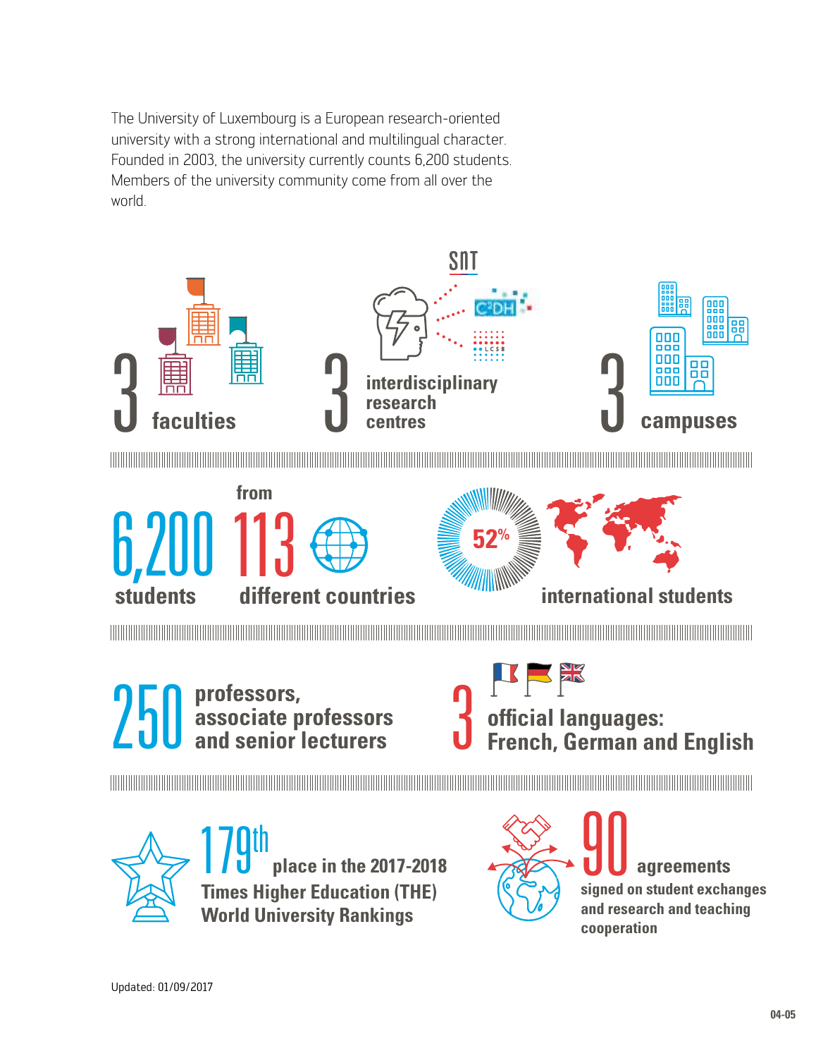The University of Luxembourg is a European research-oriented university with a strong international and multilingual character. Founded in 2003, the university currently counts 6,200 students. Members of the university community come from all over the world.

**3 faculties**

**3 interdisciplinary research centres**

SnT

C²DH

LCSB

**3 campuses**

**6,200 students**

**from 113 different countries**

**52% international students**

**250 professors, associate professors and senior lecturers**

**3 official languages: French, German and English**

**179th place in the 2017-2018 Times Higher Education (THE) World University Rankings**

**90 agreements signed on student exchanges and research and teaching cooperation**

Updated: 01/09/2017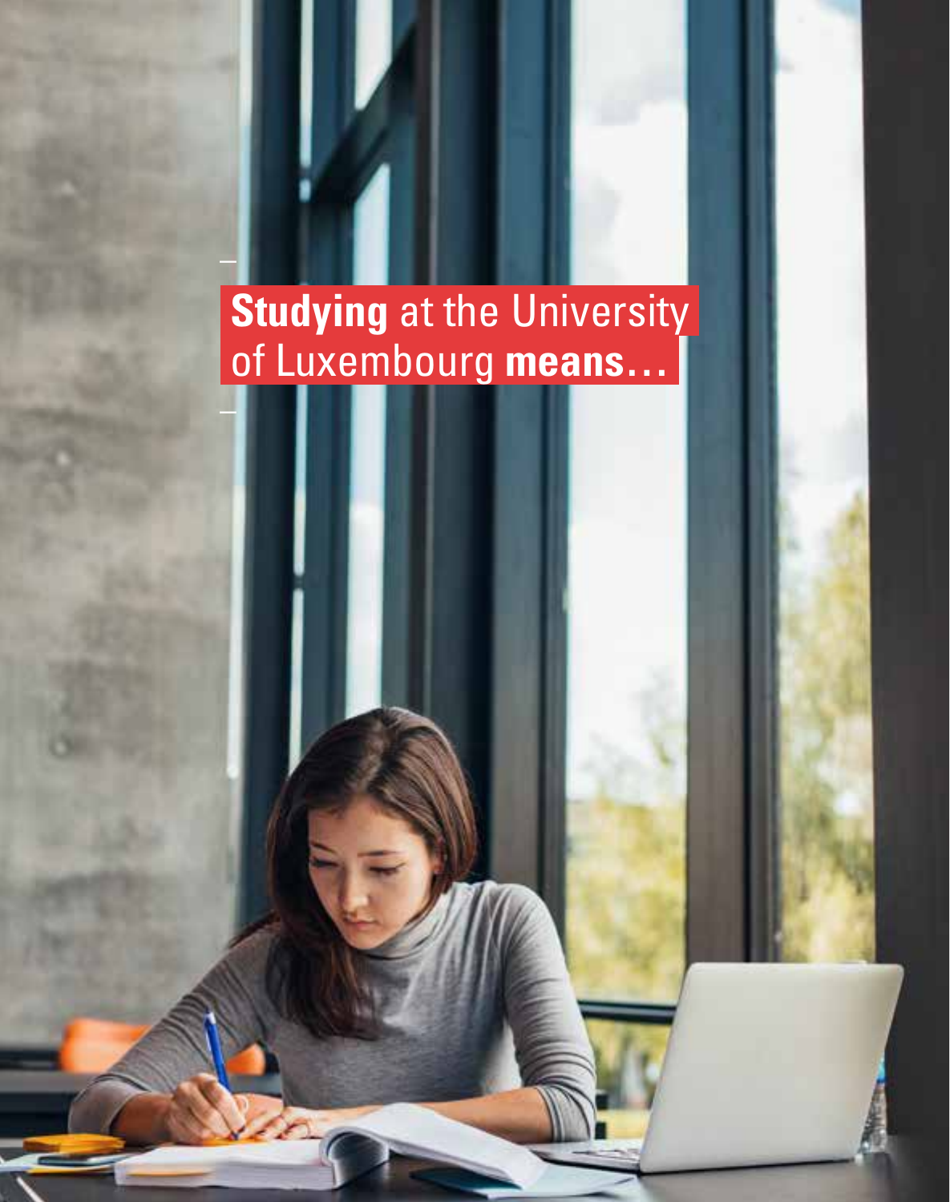# **Studying** at the University of Luxembourg **means…**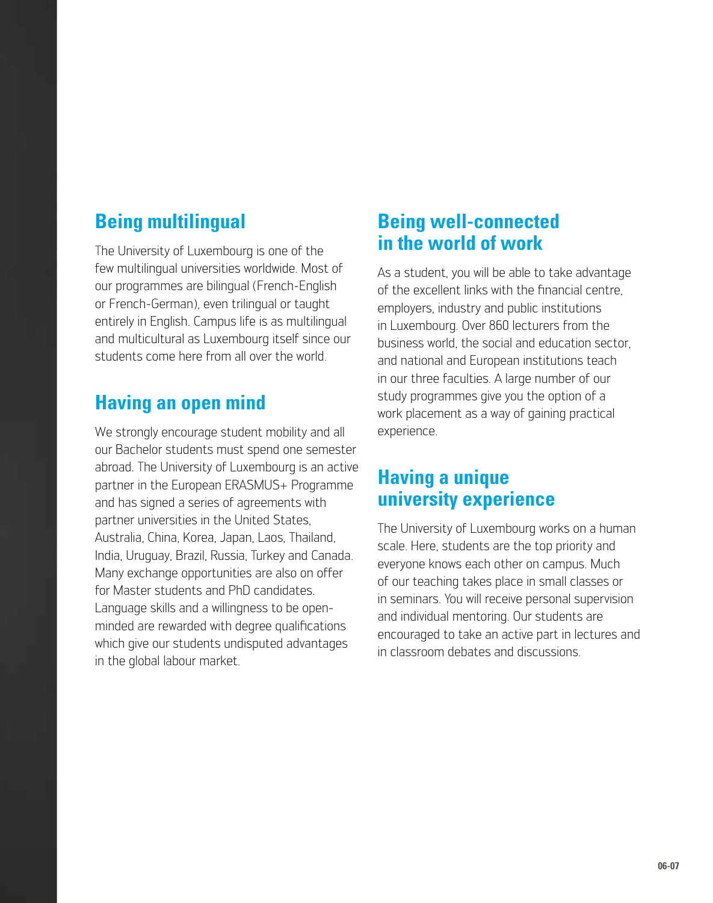## Being multilingual

The University of Luxembourg is one of the few multilingual universities worldwide. Most of our programmes are bilingual (French-English or French-German), even trilingual or taught entirely in English. Campus life is as multilingual and multicultural as Luxembourg itself since our students come here from all over the world.

## Having an open mind

We strongly encourage student mobility and all our Bachelor students must spend one semester abroad. The University of Luxembourg is an active partner in the European ERASMUS+ Programme and has signed a series of agreements with partner universities in the United States, Australia, China, Korea, Japan, Laos, Thailand, India, Uruguay, Brazil, Russia, Turkey and Canada. Many exchange opportunities are also on offer for Master students and PhD candidates. Language skills and a willingness to be open-minded are rewarded with degree qualifications which give our students undisputed advantages in the global labour market.

## Being well-connected in the world of work

As a student, you will be able to take advantage of the excellent links with the financial centre, employers, industry and public institutions in Luxembourg. Over 860 lecturers from the business world, the social and education sector, and national and European institutions teach in our three faculties. A large number of our study programmes give you the option of a work placement as a way of gaining practical experience.

## Having a unique university experience

The University of Luxembourg works on a human scale. Here, students are the top priority and everyone knows each other on campus. Much of our teaching takes place in small classes or in seminars. You will receive personal supervision and individual mentoring. Our students are encouraged to take an active part in lectures and in classroom debates and discussions.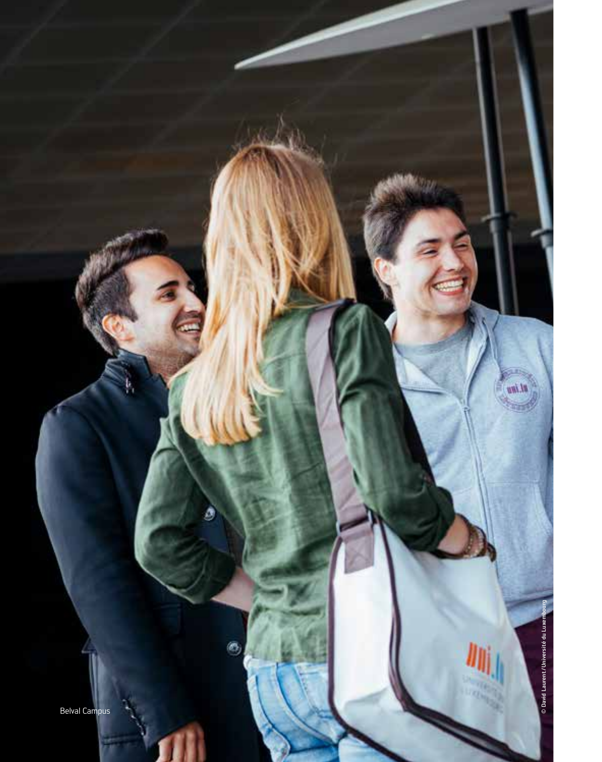Belval Campus

© David Laurent/Université du Luxembourg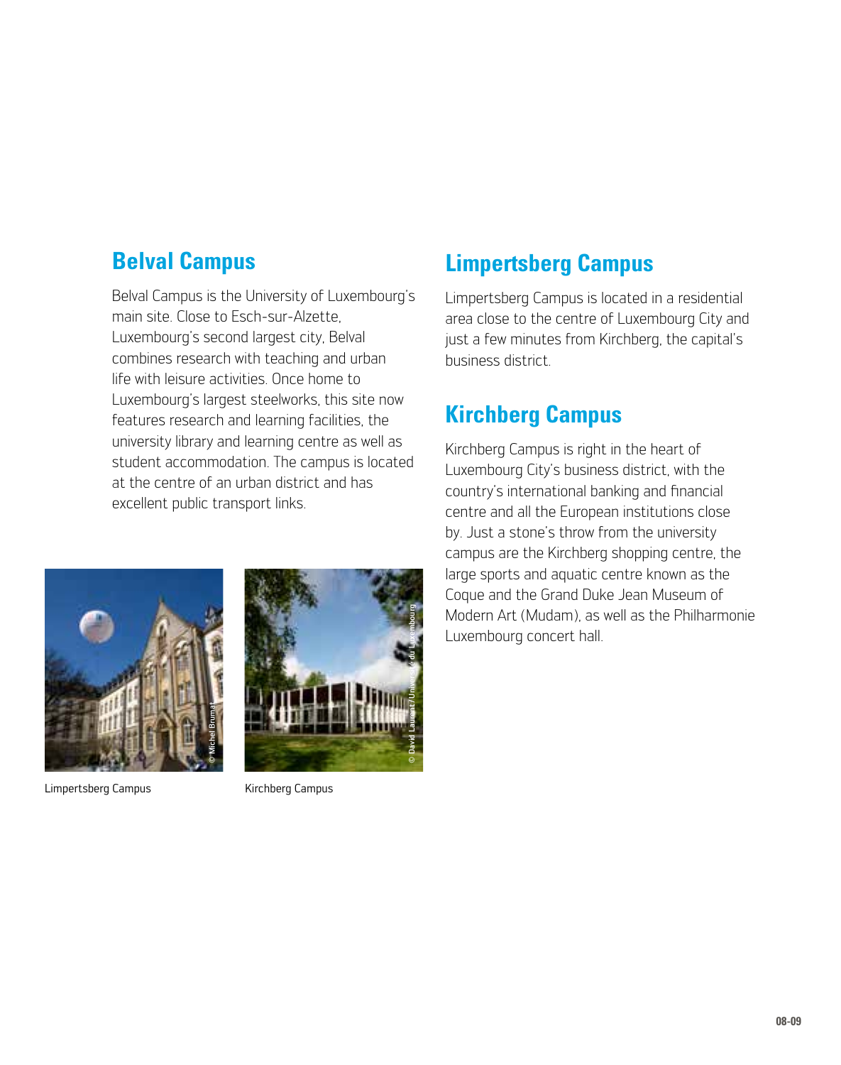## Belval Campus

Belval Campus is the University of Luxembourg's main site. Close to Esch-sur-Alzette, Luxembourg's second largest city, Belval combines research with teaching and urban life with leisure activities. Once home to Luxembourg's largest steelworks, this site now features research and learning facilities, the university library and learning centre as well as student accommodation. The campus is located at the centre of an urban district and has excellent public transport links.

Limpertsberg Campus

Kirchberg Campus

## Limpertsberg Campus

Limpertsberg Campus is located in a residential area close to the centre of Luxembourg City and just a few minutes from Kirchberg, the capital's business district.

## Kirchberg Campus

Kirchberg Campus is right in the heart of Luxembourg City's business district, with the country's international banking and financial centre and all the European institutions close by. Just a stone's throw from the university campus are the Kirchberg shopping centre, the large sports and aquatic centre known as the Coque and the Grand Duke Jean Museum of Modern Art (Mudam), as well as the Philharmonie Luxembourg concert hall.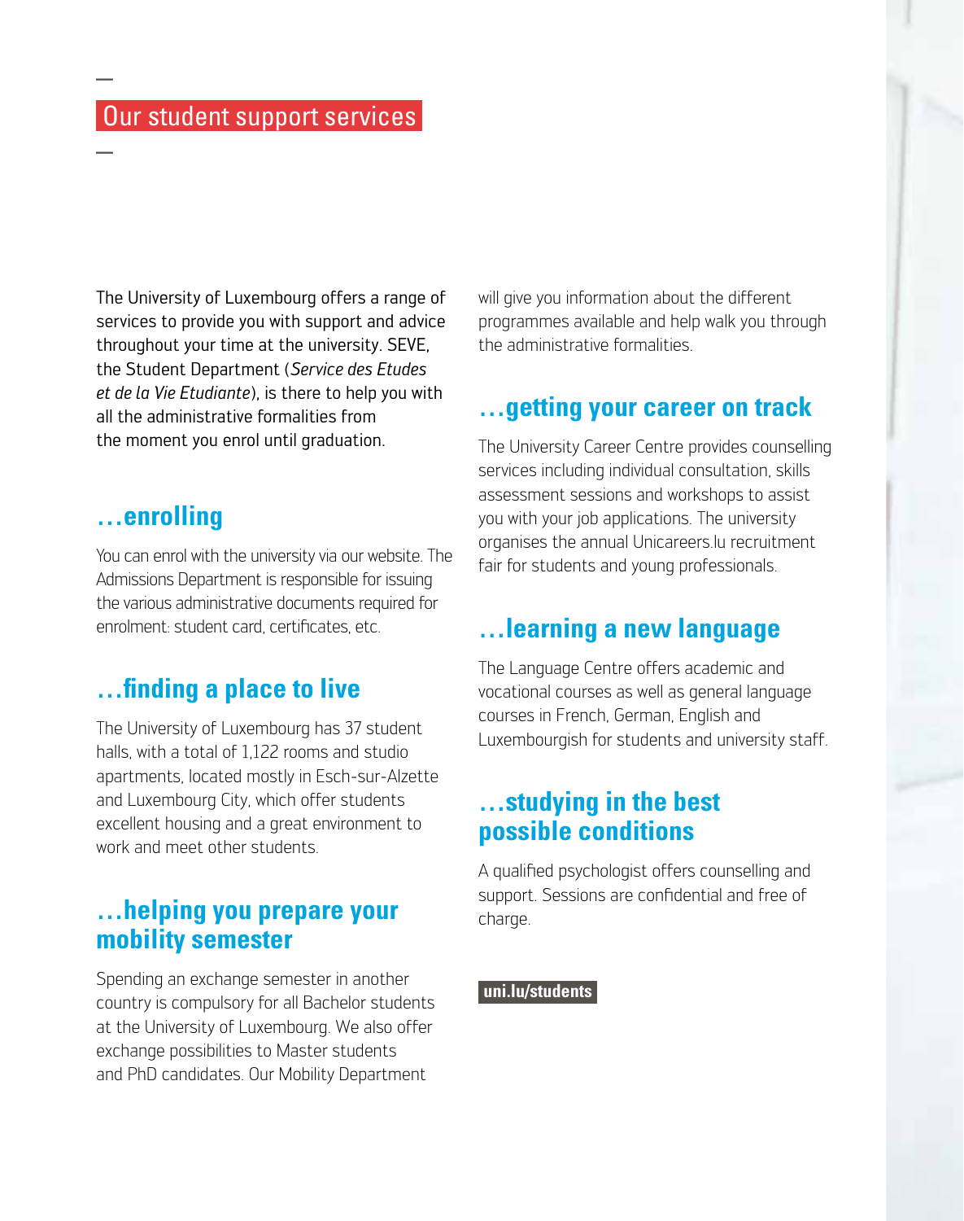# Our student support services

The University of Luxembourg offers a range of services to provide you with support and advice throughout your time at the university. SEVE, the Student Department (*Service des Etudes et de la Vie Etudiante*), is there to help you with all the administrative formalities from the moment you enrol until graduation.

## …enrolling

You can enrol with the university via our website. The Admissions Department is responsible for issuing the various administrative documents required for enrolment: student card, certificates, etc.

## …finding a place to live

The University of Luxembourg has 37 student halls, with a total of 1,122 rooms and studio apartments, located mostly in Esch-sur-Alzette and Luxembourg City, which offer students excellent housing and a great environment to work and meet other students.

## …helping you prepare your mobility semester

Spending an exchange semester in another country is compulsory for all Bachelor students at the University of Luxembourg. We also offer exchange possibilities to Master students and PhD candidates. Our Mobility Department will give you information about the different programmes available and help walk you through the administrative formalities.

## …getting your career on track

The University Career Centre provides counselling services including individual consultation, skills assessment sessions and workshops to assist you with your job applications. The university organises the annual Unicareers.lu recruitment fair for students and young professionals.

## …learning a new language

The Language Centre offers academic and vocational courses as well as general language courses in French, German, English and Luxembourgish for students and university staff.

## …studying in the best possible conditions

A qualified psychologist offers counselling and support. Sessions are confidential and free of charge.

**uni.lu/students**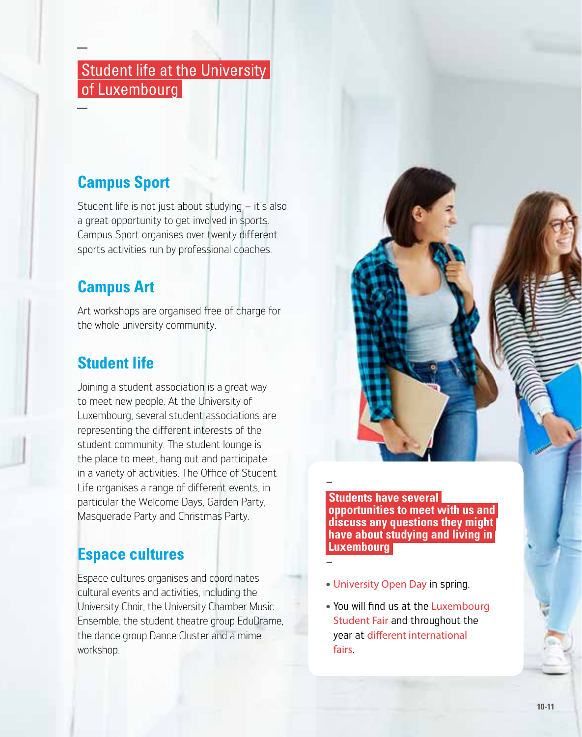# Student life at the University of Luxembourg

## Campus Sport

Student life is not just about studying – it's also a great opportunity to get involved in sports. Campus Sport organises over twenty different sports activities run by professional coaches.

## Campus Art

Art workshops are organised free of charge for the whole university community.

## Student life

Joining a student association is a great way to meet new people. At the University of Luxembourg, several student associations are representing the different interests of the student community. The student lounge is the place to meet, hang out and participate in a variety of activities. The Office of Student Life organises a range of different events, in particular the Welcome Days, Garden Party, Masquerade Party and Christmas Party.

## Espace cultures

Espace cultures organises and coordinates cultural events and activities, including the University Choir, the University Chamber Music Ensemble, the student theatre group EduDrame, the dance group Dance Cluster and a mime workshop.

**Students have several opportunities to meet with us and discuss any questions they might have about studying and living in Luxembourg**

- University Open Day in spring.
- You will find us at the Luxembourg Student Fair and throughout the year at different international fairs.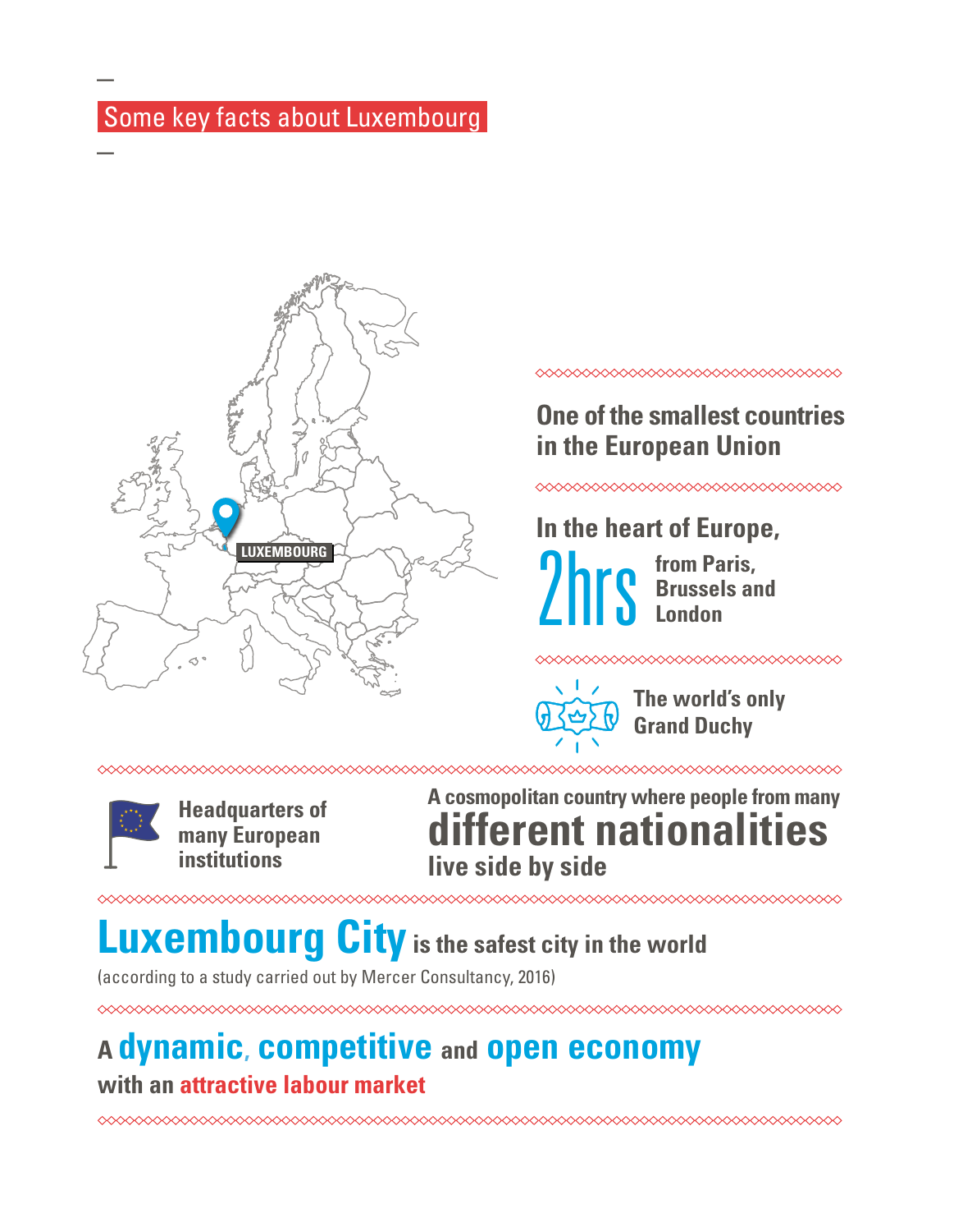## Some key facts about Luxembourg

LUXEMBOURG

**One of the smallest countries in the European Union**

**In the heart of Europe, 2hrs from Paris, Brussels and London**

**The world's only Grand Duchy**

**Headquarters of many European institutions**

**A cosmopolitan country where people from many different nationalities live side by side**

**Luxembourg City is the safest city in the world**

(according to a study carried out by Mercer Consultancy, 2016)

**A dynamic, competitive and open economy with an attractive labour market**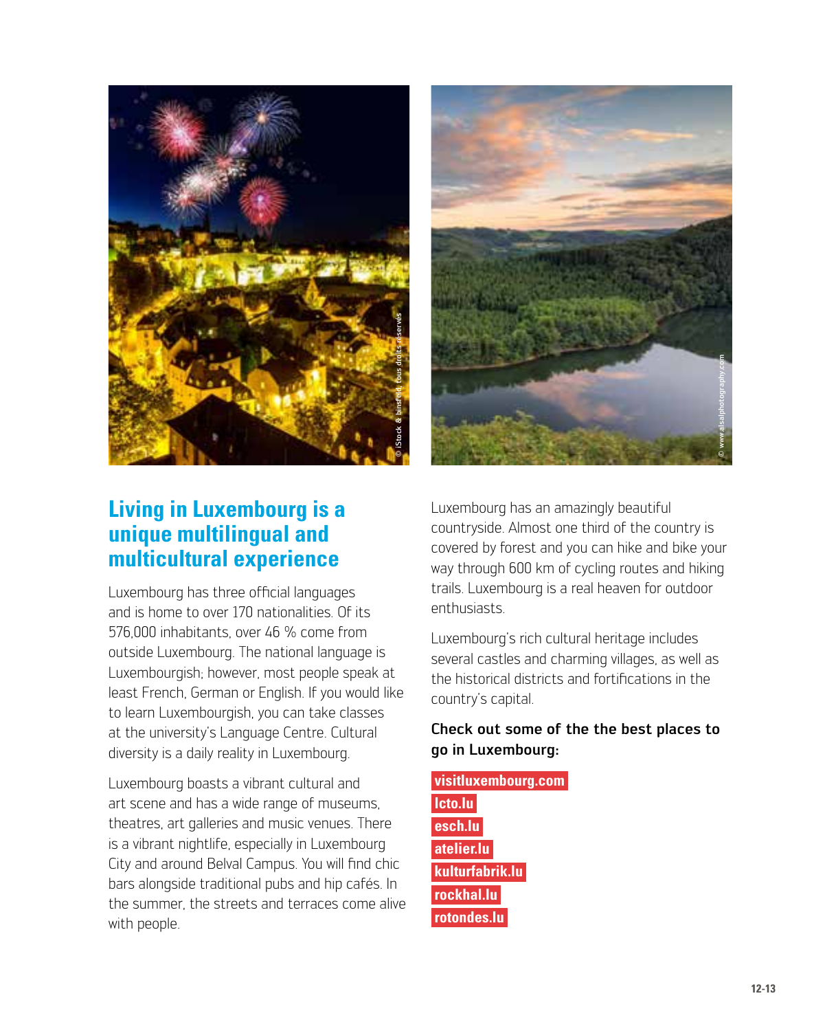## Living in Luxembourg is a unique multilingual and multicultural experience

Luxembourg has three official languages and is home to over 170 nationalities. Of its 576,000 inhabitants, over 46 % come from outside Luxembourg. The national language is Luxembourgish; however, most people speak at least French, German or English. If you would like to learn Luxembourgish, you can take classes at the university's Language Centre. Cultural diversity is a daily reality in Luxembourg.

Luxembourg boasts a vibrant cultural and art scene and has a wide range of museums, theatres, art galleries and music venues. There is a vibrant nightlife, especially in Luxembourg City and around Belval Campus. You will find chic bars alongside traditional pubs and hip cafés. In the summer, the streets and terraces come alive with people.

Luxembourg has an amazingly beautiful countryside. Almost one third of the country is covered by forest and you can hike and bike your way through 600 km of cycling routes and hiking trails. Luxembourg is a real heaven for outdoor enthusiasts.

Luxembourg's rich cultural heritage includes several castles and charming villages, as well as the historical districts and fortifications in the country's capital.

**Check out some of the the best places to go in Luxembourg:**

**visitluxembourg.com**
**lcto.lu**
**esch.lu**
**atelier.lu**
**kulturfabrik.lu**
**rockhal.lu**
**rotondes.lu**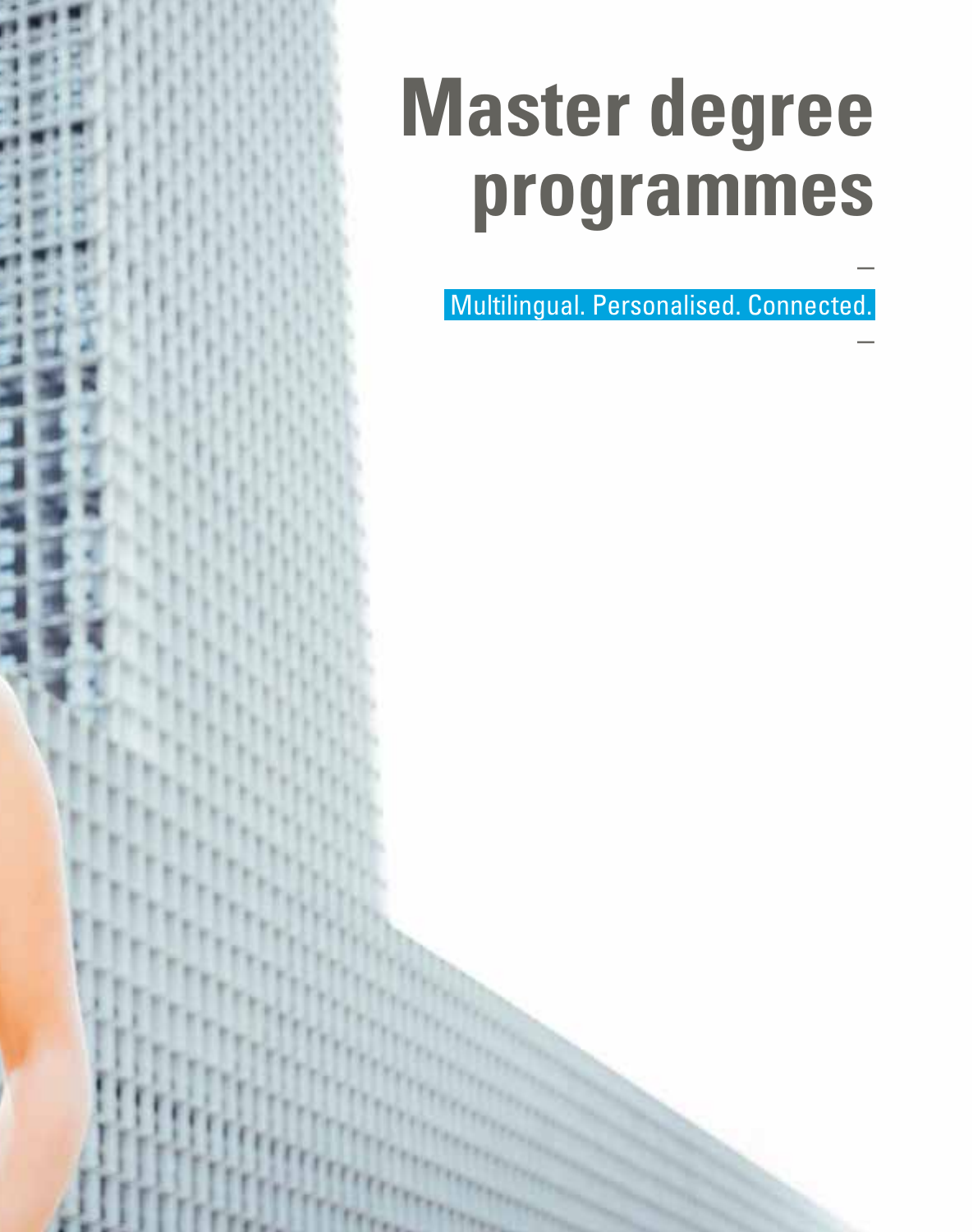# Master degree programmes

—

Multilingual. Personalised. Connected.

—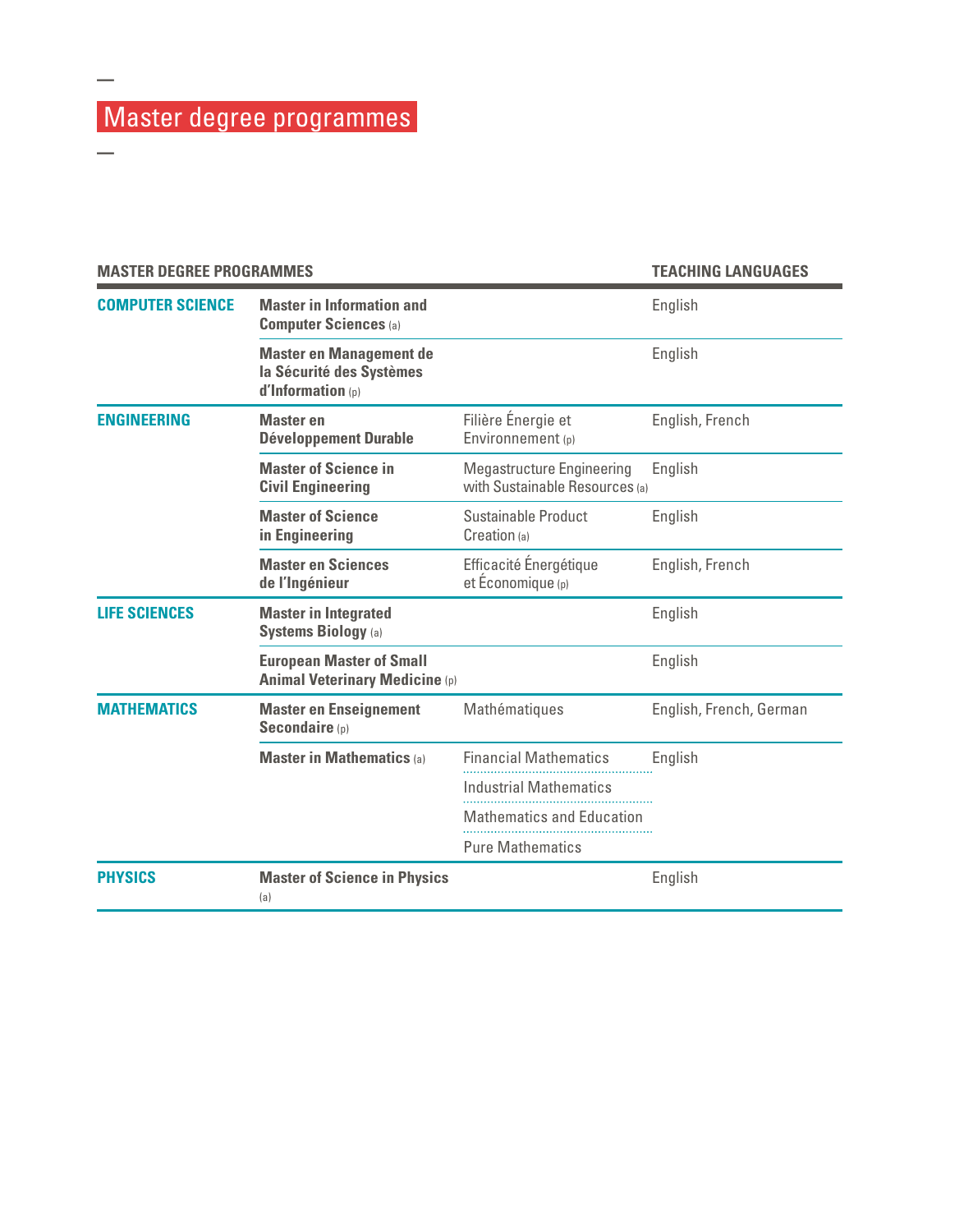# Master degree programmes

| MASTER DEGREE PROGRAMMES | | | TEACHING LANGUAGES |
|---|---|---|---|
| **COMPUTER SCIENCE** | **Master in Information and Computer Sciences** (a) | | English |
| | **Master en Management de la Sécurité des Systèmes d'Information** (p) | | English |
| **ENGINEERING** | **Master en Développement Durable** | Filière Énergie et Environnement (p) | English, French |
| | **Master of Science in Civil Engineering** | Megastructure Engineering with Sustainable Resources (a) | English |
| | **Master of Science in Engineering** | Sustainable Product Creation (a) | English |
| | **Master en Sciences de l'Ingénieur** | Efficacité Énergétique et Économique (p) | English, French |
| **LIFE SCIENCES** | **Master in Integrated Systems Biology** (a) | | English |
| | **European Master of Small Animal Veterinary Medicine** (p) | | English |
| **MATHEMATICS** | **Master en Enseignement Secondaire** (p) | Mathématiques | English, French, German |
| | **Master in Mathematics** (a) | Financial Mathematics | English |
| | | Industrial Mathematics | |
| | | Mathematics and Education | |
| | | Pure Mathematics | |
| **PHYSICS** | **Master of Science in Physics** (a) | | English |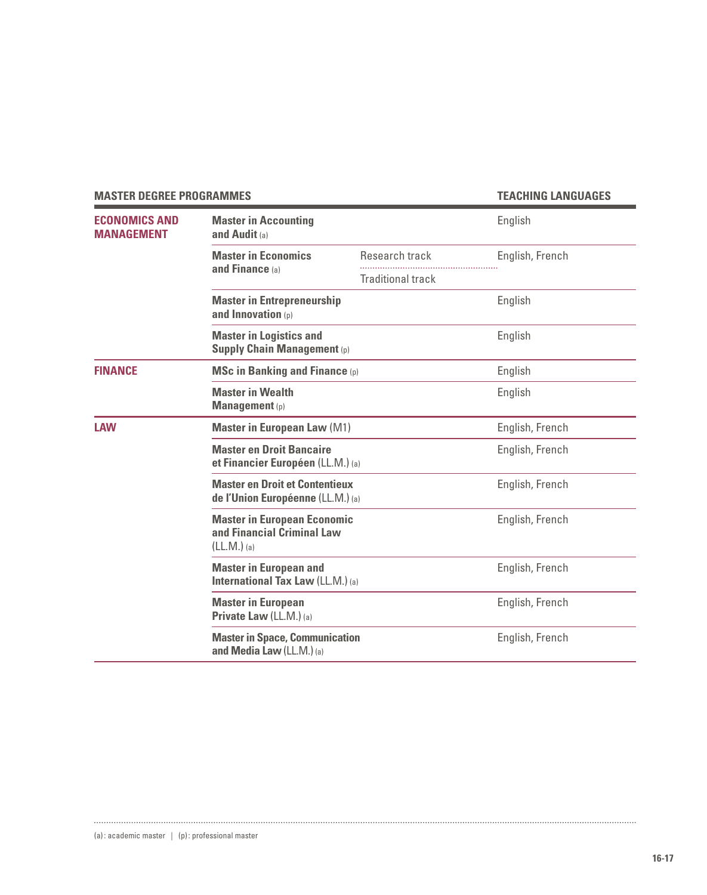| MASTER DEGREE PROGRAMMES | | | TEACHING LANGUAGES |
|---|---|---|---|
| **ECONOMICS AND MANAGEMENT** | **Master in Accounting and Audit** (a) | | English |
| | **Master in Economics and Finance** (a) | Research track | English, French |
| | | Traditional track | |
| | **Master in Entrepreneurship and Innovation** (p) | | English |
| | **Master in Logistics and Supply Chain Management** (p) | | English |
| **FINANCE** | **MSc in Banking and Finance** (p) | | English |
| | **Master in Wealth Management** (p) | | English |
| **LAW** | **Master in European Law** (M1) | | English, French |
| | **Master en Droit Bancaire et Financier Européen** (LL.M.) (a) | | English, French |
| | **Master en Droit et Contentieux de l'Union Européenne** (LL.M.) (a) | | English, French |
| | **Master in European Economic and Financial Criminal Law** (LL.M.) (a) | | English, French |
| | **Master in European and International Tax Law** (LL.M.) (a) | | English, French |
| | **Master in European Private Law** (LL.M.) (a) | | English, French |
| | **Master in Space, Communication and Media Law** (LL.M.) (a) | | English, French |

(a) : academic master | (p) : professional master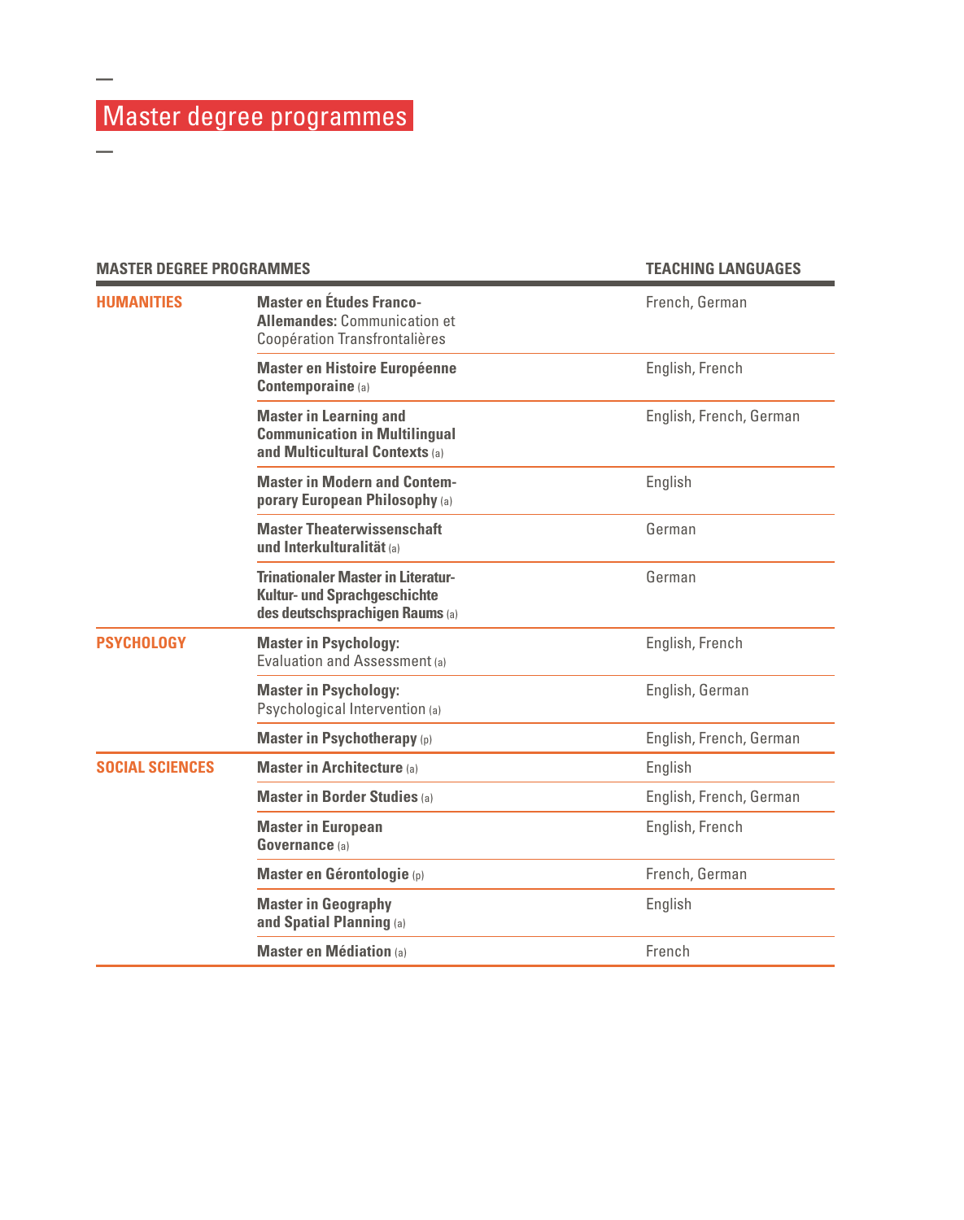# Master degree programmes

| MASTER DEGREE PROGRAMMES | | TEACHING LANGUAGES |
|---|---|---|
| **HUMANITIES** | **Master en Études Franco-Allemandes:** Communication et Coopération Transfrontalières | French, German |
| | **Master en Histoire Européenne Contemporaine** (a) | English, French |
| | **Master in Learning and Communication in Multilingual and Multicultural Contexts** (a) | English, French, German |
| | **Master in Modern and Contemporary European Philosophy** (a) | English |
| | **Master Theaterwissenschaft und Interkulturalität** (a) | German |
| | **Trinationaler Master in Literatur-Kultur- und Sprachgeschichte des deutschsprachigen Raums** (a) | German |
| **PSYCHOLOGY** | **Master in Psychology:** Evaluation and Assessment (a) | English, French |
| | **Master in Psychology:** Psychological Intervention (a) | English, German |
| | **Master in Psychotherapy** (p) | English, French, German |
| **SOCIAL SCIENCES** | **Master in Architecture** (a) | English |
| | **Master in Border Studies** (a) | English, French, German |
| | **Master in European Governance** (a) | English, French |
| | **Master en Gérontologie** (p) | French, German |
| | **Master in Geography and Spatial Planning** (a) | English |
| | **Master en Médiation** (a) | French |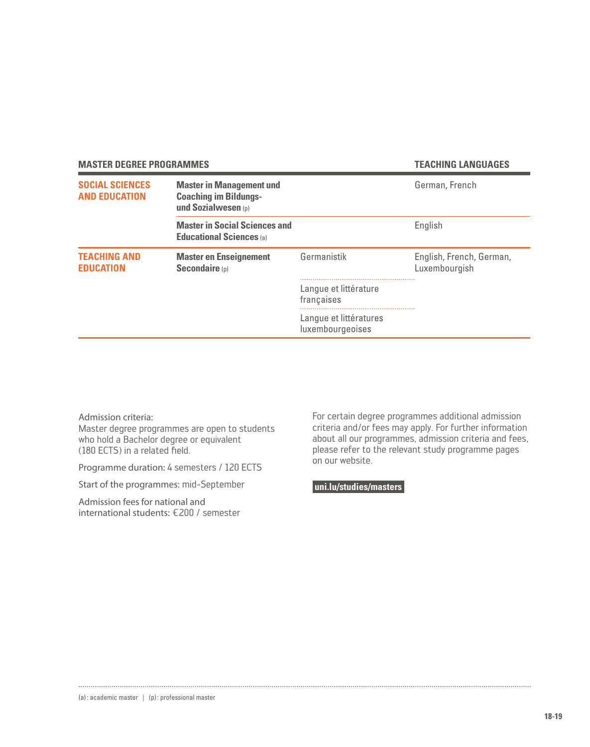| MASTER DEGREE PROGRAMMES | | | TEACHING LANGUAGES |
|---|---|---|---|
| **SOCIAL SCIENCES AND EDUCATION** | **Master in Management und Coaching im Bildungs- und Sozialwesen** (p) | | German, French |
| | **Master in Social Sciences and Educational Sciences** (a) | | English |
| **TEACHING AND EDUCATION** | **Master en Enseignement Secondaire** (p) | Germanistik | English, French, German, Luxembourgish |
| | | Langue et littérature françaises | |
| | | Langue et littératures luxembourgeoises | |

Admission criteria:
Master degree programmes are open to students who hold a Bachelor degree or equivalent (180 ECTS) in a related field.

Programme duration: 4 semesters / 120 ECTS

Start of the programmes: mid-September

Admission fees for national and international students: €200 / semester

For certain degree programmes additional admission criteria and/or fees may apply. For further information about all our programmes, admission criteria and fees, please refer to the relevant study programme pages on our website.

**uni.lu/studies/masters**

(a): academic master | (p): professional master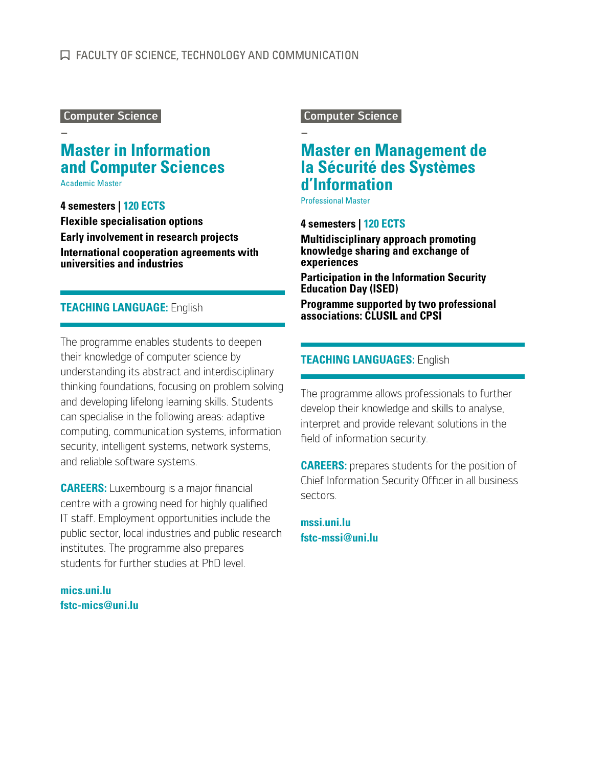FACULTY OF SCIENCE, TECHNOLOGY AND COMMUNICATION

Computer Science

–

## Master in Information and Computer Sciences

Academic Master

**4 semesters | 120 ECTS**

**Flexible specialisation options**

**Early involvement in research projects**

**International cooperation agreements with universities and industries**

**TEACHING LANGUAGE:** English

The programme enables students to deepen their knowledge of computer science by understanding its abstract and interdisciplinary thinking foundations, focusing on problem solving and developing lifelong learning skills. Students can specialise in the following areas: adaptive computing, communication systems, information security, intelligent systems, network systems, and reliable software systems.

**CAREERS:** Luxembourg is a major financial centre with a growing need for highly qualified IT staff. Employment opportunities include the public sector, local industries and public research institutes. The programme also prepares students for further studies at PhD level.

**mics.uni.lu**
**fstc-mics@uni.lu**

Computer Science

–

## Master en Management de la Sécurité des Systèmes d'Information

Professional Master

**4 semesters | 120 ECTS**

**Multidisciplinary approach promoting knowledge sharing and exchange of experiences**

**Participation in the Information Security Education Day (ISED)**

**Programme supported by two professional associations: CLUSIL and CPSI**

**TEACHING LANGUAGES:** English

The programme allows professionals to further develop their knowledge and skills to analyse, interpret and provide relevant solutions in the field of information security.

**CAREERS:** prepares students for the position of Chief Information Security Officer in all business sectors.

**mssi.uni.lu**
**fstc-mssi@uni.lu**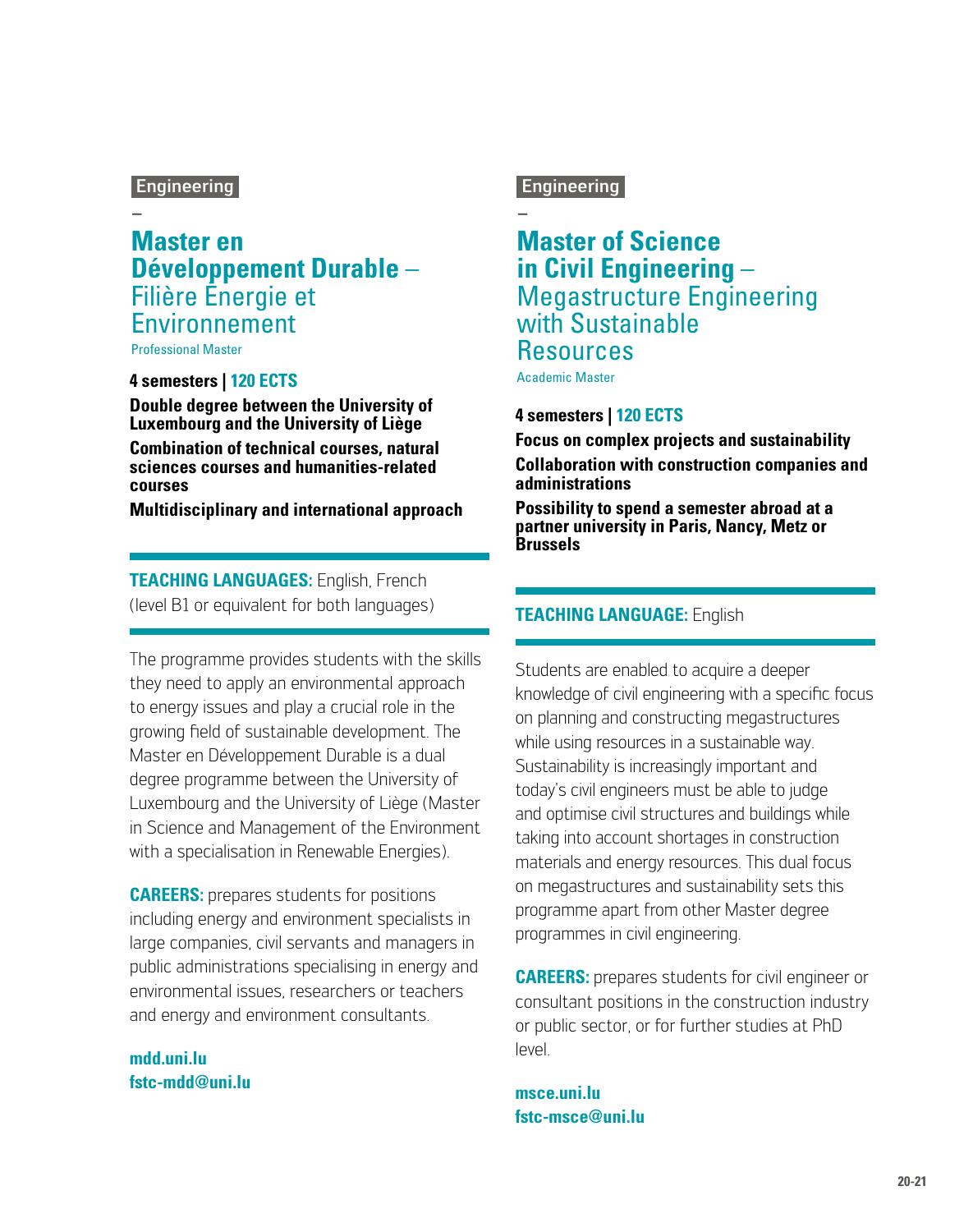Engineering

–

## Master en Développement Durable – Filière Énergie et Environnement

Professional Master

**4 semesters | 120 ECTS**

**Double degree between the University of Luxembourg and the University of Liège**

**Combination of technical courses, natural sciences courses and humanities-related courses**

**Multidisciplinary and international approach**

**TEACHING LANGUAGES:** English, French (level B1 or equivalent for both languages)

The programme provides students with the skills they need to apply an environmental approach to energy issues and play a crucial role in the growing field of sustainable development. The Master en Développement Durable is a dual degree programme between the University of Luxembourg and the University of Liège (Master in Science and Management of the Environment with a specialisation in Renewable Energies).

**CAREERS:** prepares students for positions including energy and environment specialists in large companies, civil servants and managers in public administrations specialising in energy and environmental issues, researchers or teachers and energy and environment consultants.

**mdd.uni.lu**
**fstc-mdd@uni.lu**

Engineering

–

## Master of Science in Civil Engineering – Megastructure Engineering with Sustainable Resources

Academic Master

**4 semesters | 120 ECTS**

**Focus on complex projects and sustainability**

**Collaboration with construction companies and administrations**

**Possibility to spend a semester abroad at a partner university in Paris, Nancy, Metz or Brussels**

**TEACHING LANGUAGE:** English

Students are enabled to acquire a deeper knowledge of civil engineering with a specific focus on planning and constructing megastructures while using resources in a sustainable way. Sustainability is increasingly important and today's civil engineers must be able to judge and optimise civil structures and buildings while taking into account shortages in construction materials and energy resources. This dual focus on megastructures and sustainability sets this programme apart from other Master degree programmes in civil engineering.

**CAREERS:** prepares students for civil engineer or consultant positions in the construction industry or public sector, or for further studies at PhD level.

**msce.uni.lu**
**fstc-msce@uni.lu**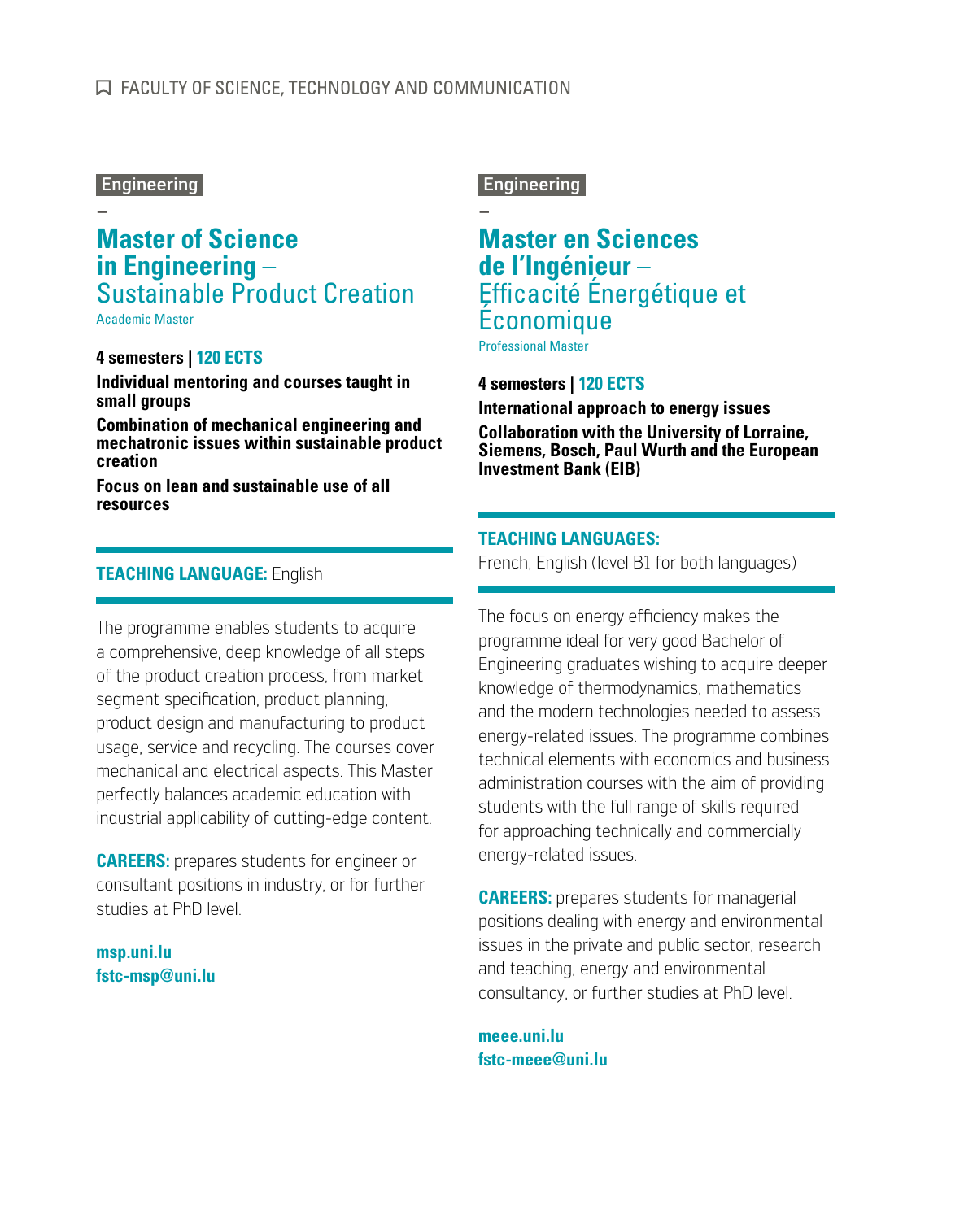FACULTY OF SCIENCE, TECHNOLOGY AND COMMUNICATION

Engineering

–

## Master of Science in Engineering – Sustainable Product Creation

Academic Master

**4 semesters | 120 ECTS**

**Individual mentoring and courses taught in small groups**

**Combination of mechanical engineering and mechatronic issues within sustainable product creation**

**Focus on lean and sustainable use of all resources**

**TEACHING LANGUAGE:** English

The programme enables students to acquire a comprehensive, deep knowledge of all steps of the product creation process, from market segment specification, product planning, product design and manufacturing to product usage, service and recycling. The courses cover mechanical and electrical aspects. This Master perfectly balances academic education with industrial applicability of cutting-edge content.

**CAREERS:** prepares students for engineer or consultant positions in industry, or for further studies at PhD level.

**msp.uni.lu**
**fstc-msp@uni.lu**

Engineering

–

## Master en Sciences de l'Ingénieur – Efficacité Énergétique et Économique

Professional Master

**4 semesters | 120 ECTS**

**International approach to energy issues**

**Collaboration with the University of Lorraine, Siemens, Bosch, Paul Wurth and the European Investment Bank (EIB)**

**TEACHING LANGUAGES:**
French, English (level B1 for both languages)

The focus on energy efficiency makes the programme ideal for very good Bachelor of Engineering graduates wishing to acquire deeper knowledge of thermodynamics, mathematics and the modern technologies needed to assess energy-related issues. The programme combines technical elements with economics and business administration courses with the aim of providing students with the full range of skills required for approaching technically and commercially energy-related issues.

**CAREERS:** prepares students for managerial positions dealing with energy and environmental issues in the private and public sector, research and teaching, energy and environmental consultancy, or further studies at PhD level.

**meee.uni.lu**
**fstc-meee@uni.lu**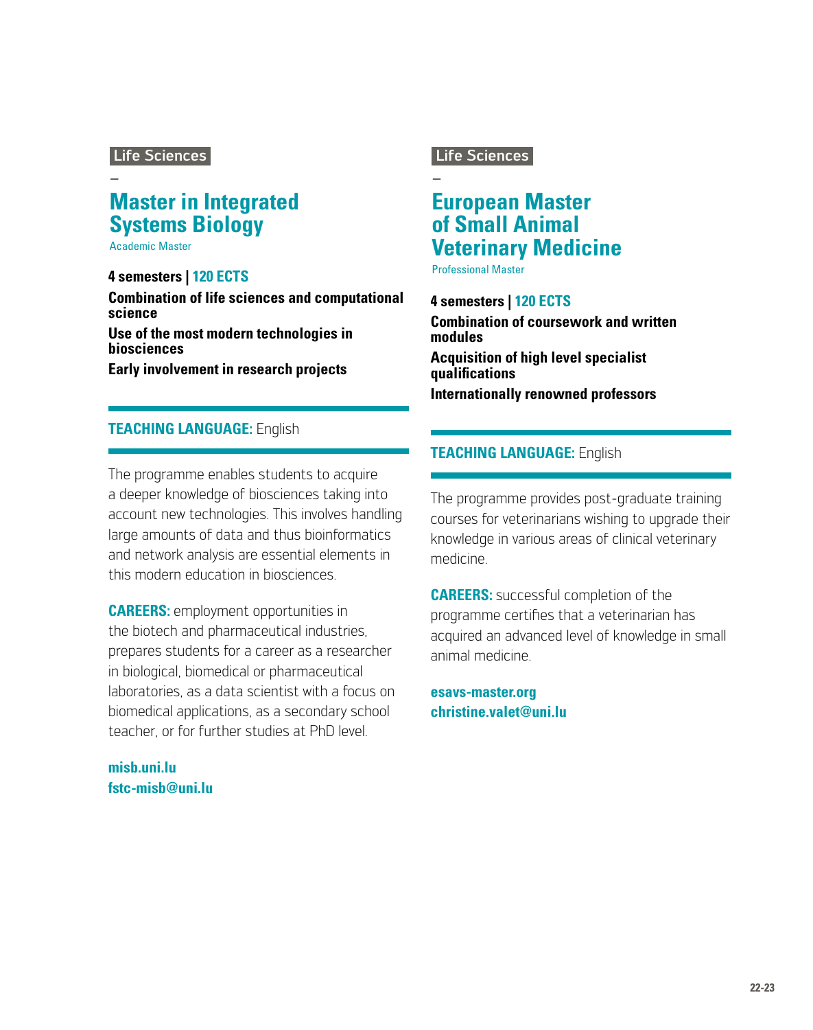Life Sciences

–

## Master in Integrated Systems Biology

Academic Master

**4 semesters | 120 ECTS**

**Combination of life sciences and computational science**

**Use of the most modern technologies in biosciences**

**Early involvement in research projects**

**TEACHING LANGUAGE:** English

The programme enables students to acquire a deeper knowledge of biosciences taking into account new technologies. This involves handling large amounts of data and thus bioinformatics and network analysis are essential elements in this modern education in biosciences.

**CAREERS:** employment opportunities in the biotech and pharmaceutical industries, prepares students for a career as a researcher in biological, biomedical or pharmaceutical laboratories, as a data scientist with a focus on biomedical applications, as a secondary school teacher, or for further studies at PhD level.

**misb.uni.lu**
**fstc-misb@uni.lu**

Life Sciences

–

## European Master of Small Animal Veterinary Medicine

Professional Master

**4 semesters | 120 ECTS**

**Combination of coursework and written modules**

**Acquisition of high level specialist qualifications**

**Internationally renowned professors**

**TEACHING LANGUAGE:** English

The programme provides post-graduate training courses for veterinarians wishing to upgrade their knowledge in various areas of clinical veterinary medicine.

**CAREERS:** successful completion of the programme certifies that a veterinarian has acquired an advanced level of knowledge in small animal medicine.

**esavs-master.org**
**christine.valet@uni.lu**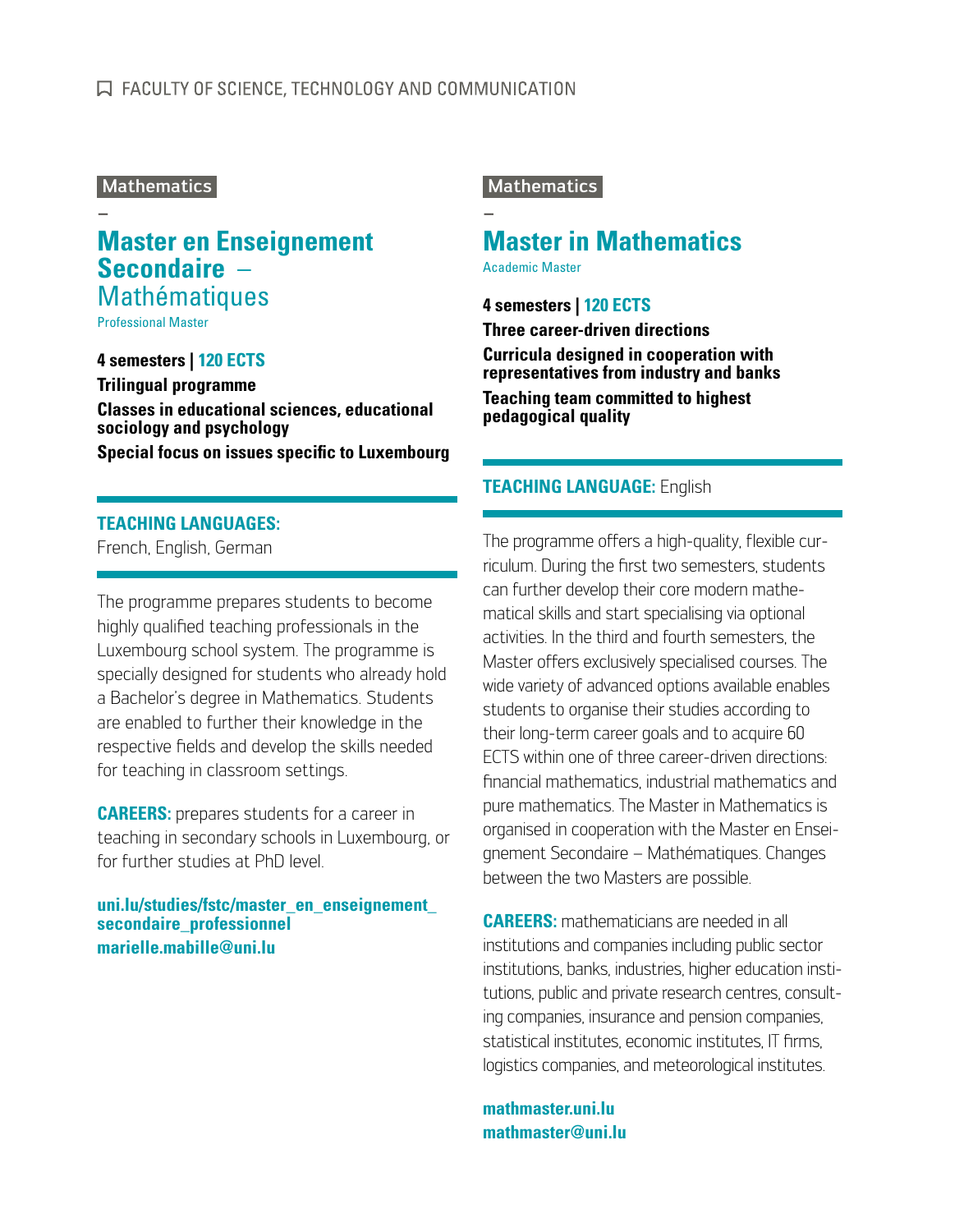Mathematics

–

## Master en Enseignement Secondaire – Mathématiques

Professional Master

**4 semesters | 120 ECTS**

**Trilingual programme**

**Classes in educational sciences, educational sociology and psychology**

**Special focus on issues specific to Luxembourg**

**TEACHING LANGUAGES:**
French, English, German

The programme prepares students to become highly qualified teaching professionals in the Luxembourg school system. The programme is specially designed for students who already hold a Bachelor's degree in Mathematics. Students are enabled to further their knowledge in the respective fields and develop the skills needed for teaching in classroom settings.

**CAREERS:** prepares students for a career in teaching in secondary schools in Luxembourg, or for further studies at PhD level.

**uni.lu/studies/fstc/master_en_enseignement_secondaire_professionnel**
**marielle.mabille@uni.lu**

Mathematics

–

## Master in Mathematics

Academic Master

**4 semesters | 120 ECTS**

**Three career-driven directions**

**Curricula designed in cooperation with representatives from industry and banks**

**Teaching team committed to highest pedagogical quality**

**TEACHING LANGUAGE:** English

The programme offers a high-quality, flexible curriculum. During the first two semesters, students can further develop their core modern mathematical skills and start specialising via optional activities. In the third and fourth semesters, the Master offers exclusively specialised courses. The wide variety of advanced options available enables students to organise their studies according to their long-term career goals and to acquire 60 ECTS within one of three career-driven directions: financial mathematics, industrial mathematics and pure mathematics. The Master in Mathematics is organised in cooperation with the Master en Enseignement Secondaire – Mathématiques. Changes between the two Masters are possible.

**CAREERS:** mathematicians are needed in all institutions and companies including public sector institutions, banks, industries, higher education institutions, public and private research centres, consulting companies, insurance and pension companies, statistical institutes, economic institutes, IT firms, logistics companies, and meteorological institutes.

**mathmaster.uni.lu**
**mathmaster@uni.lu**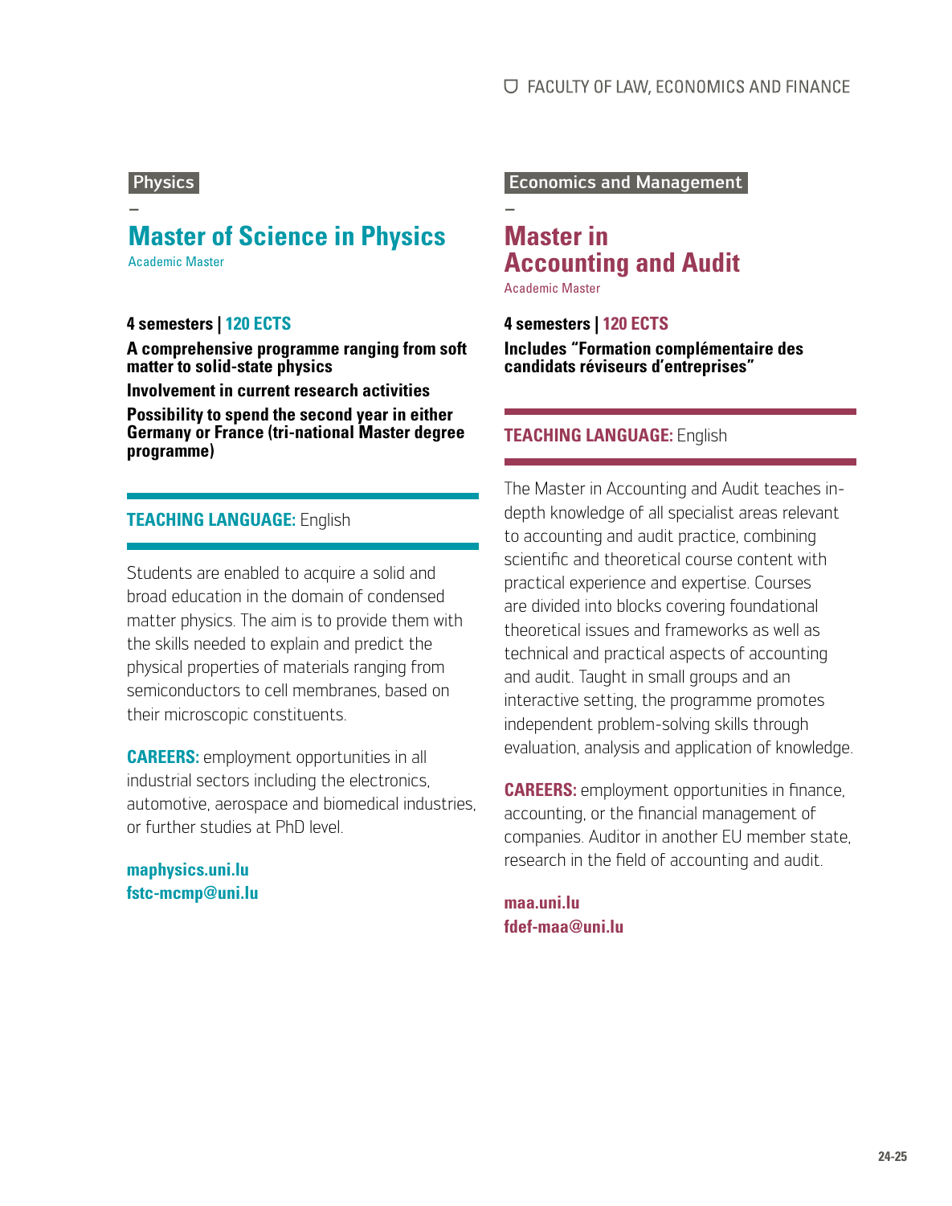Physics

–

## Master of Science in Physics

Academic Master

**4 semesters | 120 ECTS**

**A comprehensive programme ranging from soft matter to solid-state physics**

**Involvement in current research activities**

**Possibility to spend the second year in either Germany or France (tri-national Master degree programme)**

**TEACHING LANGUAGE:** English

Students are enabled to acquire a solid and broad education in the domain of condensed matter physics. The aim is to provide them with the skills needed to explain and predict the physical properties of materials ranging from semiconductors to cell membranes, based on their microscopic constituents.

**CAREERS:** employment opportunities in all industrial sectors including the electronics, automotive, aerospace and biomedical industries, or further studies at PhD level.

**maphysics.uni.lu**
**fstc-mcmp@uni.lu**

Economics and Management

–

## Master in Accounting and Audit

Academic Master

**4 semesters | 120 ECTS**

**Includes "Formation complémentaire des candidats réviseurs d'entreprises"**

**TEACHING LANGUAGE:** English

The Master in Accounting and Audit teaches in-depth knowledge of all specialist areas relevant to accounting and audit practice, combining scientific and theoretical course content with practical experience and expertise. Courses are divided into blocks covering foundational theoretical issues and frameworks as well as technical and practical aspects of accounting and audit. Taught in small groups and an interactive setting, the programme promotes independent problem-solving skills through evaluation, analysis and application of knowledge.

**CAREERS:** employment opportunities in finance, accounting, or the financial management of companies. Auditor in another EU member state, research in the field of accounting and audit.

**maa.uni.lu**
**fdef-maa@uni.lu**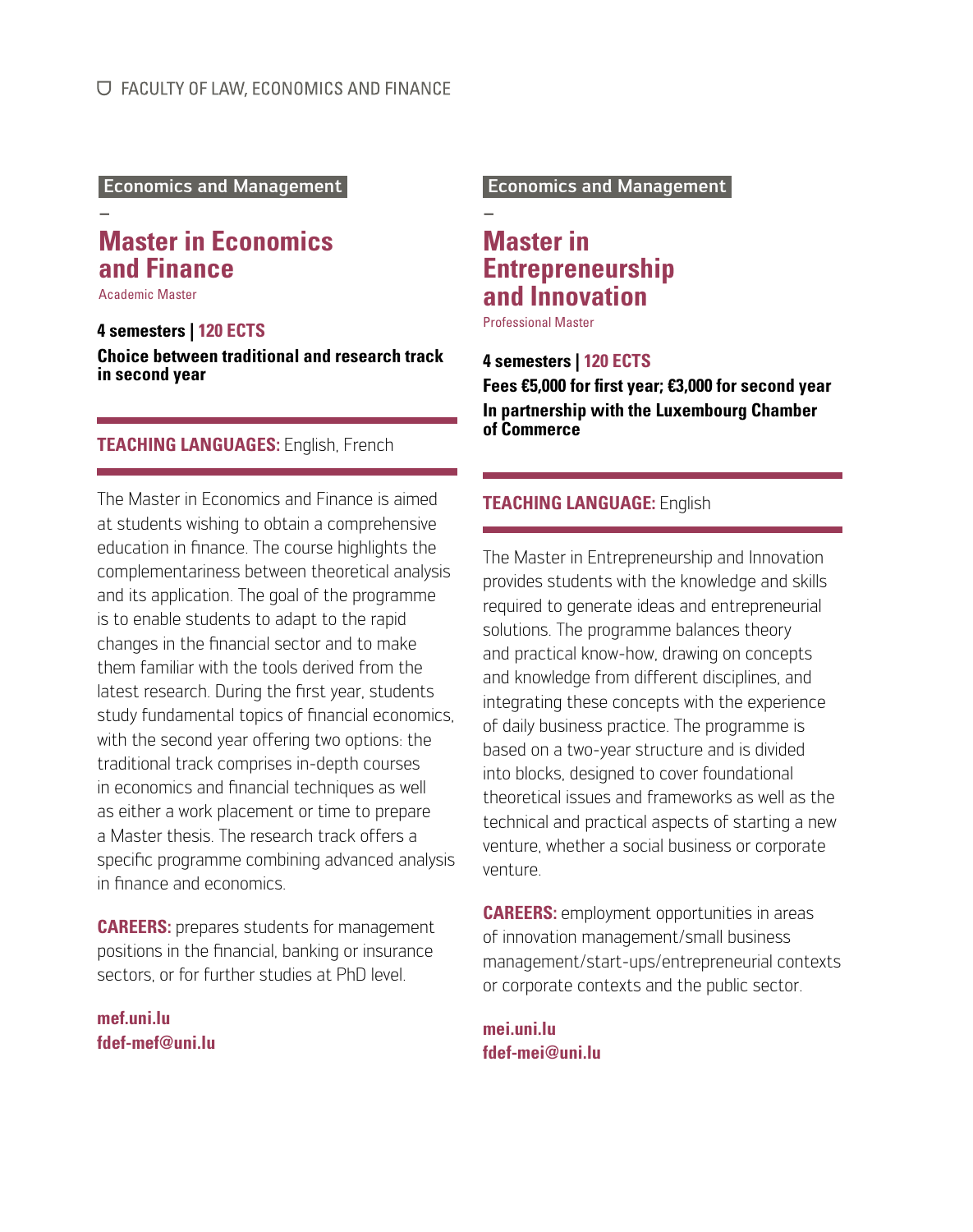Economics and Management

–

## Master in Economics and Finance

Academic Master

**4 semesters | 120 ECTS**

**Choice between traditional and research track in second year**

**TEACHING LANGUAGES:** English, French

The Master in Economics and Finance is aimed at students wishing to obtain a comprehensive education in finance. The course highlights the complementariness between theoretical analysis and its application. The goal of the programme is to enable students to adapt to the rapid changes in the financial sector and to make them familiar with the tools derived from the latest research. During the first year, students study fundamental topics of financial economics, with the second year offering two options: the traditional track comprises in-depth courses in economics and financial techniques as well as either a work placement or time to prepare a Master thesis. The research track offers a specific programme combining advanced analysis in finance and economics.

**CAREERS:** prepares students for management positions in the financial, banking or insurance sectors, or for further studies at PhD level.

**mef.uni.lu**
**fdef-mef@uni.lu**

Economics and Management

–

## Master in Entrepreneurship and Innovation

Professional Master

**4 semesters | 120 ECTS**

**Fees €5,000 for first year; €3,000 for second year**

**In partnership with the Luxembourg Chamber of Commerce**

**TEACHING LANGUAGE:** English

The Master in Entrepreneurship and Innovation provides students with the knowledge and skills required to generate ideas and entrepreneurial solutions. The programme balances theory and practical know-how, drawing on concepts and knowledge from different disciplines, and integrating these concepts with the experience of daily business practice. The programme is based on a two-year structure and is divided into blocks, designed to cover foundational theoretical issues and frameworks as well as the technical and practical aspects of starting a new venture, whether a social business or corporate venture.

**CAREERS:** employment opportunities in areas of innovation management/small business management/start-ups/entrepreneurial contexts or corporate contexts and the public sector.

**mei.uni.lu**
**fdef-mei@uni.lu**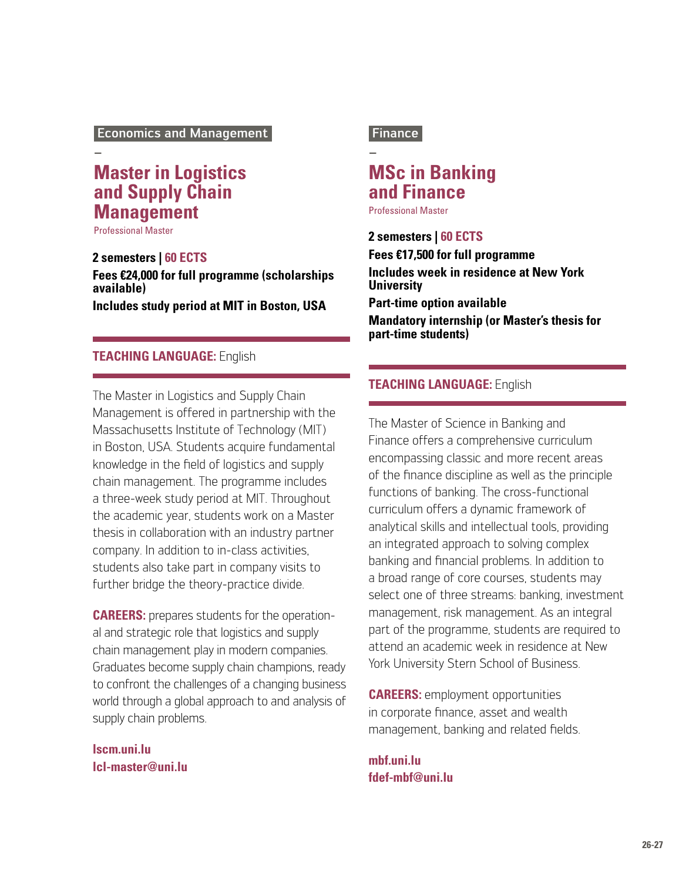Economics and Management

–

## Master in Logistics and Supply Chain Management

Professional Master

**2 semesters | 60 ECTS**

**Fees €24,000 for full programme (scholarships available)**

**Includes study period at MIT in Boston, USA**

**TEACHING LANGUAGE:** English

The Master in Logistics and Supply Chain Management is offered in partnership with the Massachusetts Institute of Technology (MIT) in Boston, USA. Students acquire fundamental knowledge in the field of logistics and supply chain management. The programme includes a three-week study period at MIT. Throughout the academic year, students work on a Master thesis in collaboration with an industry partner company. In addition to in-class activities, students also take part in company visits to further bridge the theory-practice divide.

**CAREERS:** prepares students for the operational and strategic role that logistics and supply chain management play in modern companies. Graduates become supply chain champions, ready to confront the challenges of a changing business world through a global approach to and analysis of supply chain problems.

**lscm.uni.lu**
**lcl-master@uni.lu**

Finance

–

## MSc in Banking and Finance

Professional Master

**2 semesters | 60 ECTS**

**Fees €17,500 for full programme**

**Includes week in residence at New York University**

**Part-time option available**

**Mandatory internship (or Master's thesis for part-time students)**

**TEACHING LANGUAGE:** English

The Master of Science in Banking and Finance offers a comprehensive curriculum encompassing classic and more recent areas of the finance discipline as well as the principle functions of banking. The cross-functional curriculum offers a dynamic framework of analytical skills and intellectual tools, providing an integrated approach to solving complex banking and financial problems. In addition to a broad range of core courses, students may select one of three streams: banking, investment management, risk management. As an integral part of the programme, students are required to attend an academic week in residence at New York University Stern School of Business.

**CAREERS:** employment opportunities in corporate finance, asset and wealth management, banking and related fields.

**mbf.uni.lu**
**fdef-mbf@uni.lu**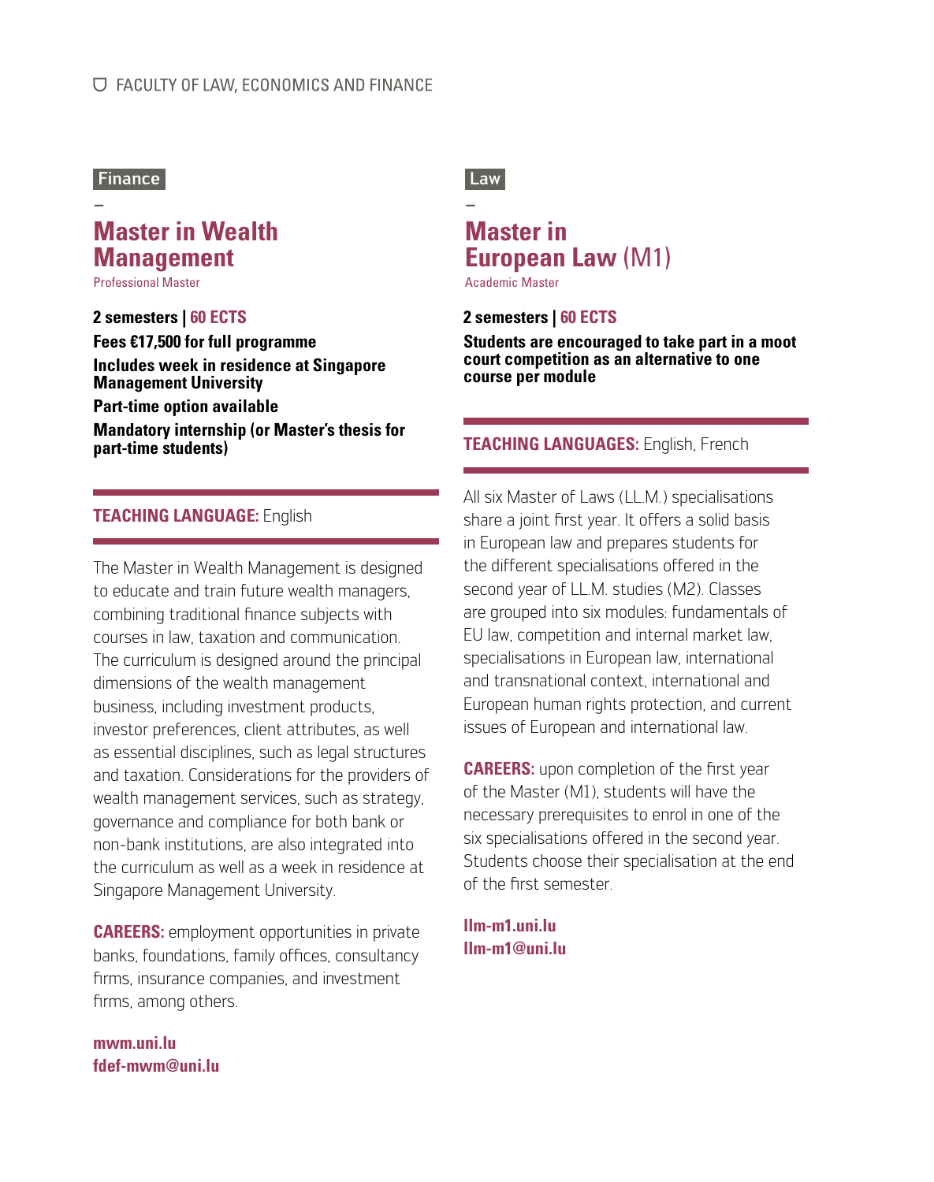Finance

–

## Master in Wealth Management

Professional Master

**2 semesters | 60 ECTS**

**Fees €17,500 for full programme**

**Includes week in residence at Singapore Management University**

**Part-time option available**

**Mandatory internship (or Master's thesis for part-time students)**

**TEACHING LANGUAGE:** English

The Master in Wealth Management is designed to educate and train future wealth managers, combining traditional finance subjects with courses in law, taxation and communication. The curriculum is designed around the principal dimensions of the wealth management business, including investment products, investor preferences, client attributes, as well as essential disciplines, such as legal structures and taxation. Considerations for the providers of wealth management services, such as strategy, governance and compliance for both bank or non-bank institutions, are also integrated into the curriculum as well as a week in residence at Singapore Management University.

**CAREERS:** employment opportunities in private banks, foundations, family offices, consultancy firms, insurance companies, and investment firms, among others.

**mwm.uni.lu**
**fdef-mwm@uni.lu**

Law

–

## Master in European Law (M1)

Academic Master

**2 semesters | 60 ECTS**

**Students are encouraged to take part in a moot court competition as an alternative to one course per module**

**TEACHING LANGUAGES:** English, French

All six Master of Laws (LL.M.) specialisations share a joint first year. It offers a solid basis in European law and prepares students for the different specialisations offered in the second year of LL.M. studies (M2). Classes are grouped into six modules: fundamentals of EU law, competition and internal market law, specialisations in European law, international and transnational context, international and European human rights protection, and current issues of European and international law.

**CAREERS:** upon completion of the first year of the Master (M1), students will have the necessary prerequisites to enrol in one of the six specialisations offered in the second year. Students choose their specialisation at the end of the first semester.

**llm-m1.uni.lu**
**llm-m1@uni.lu**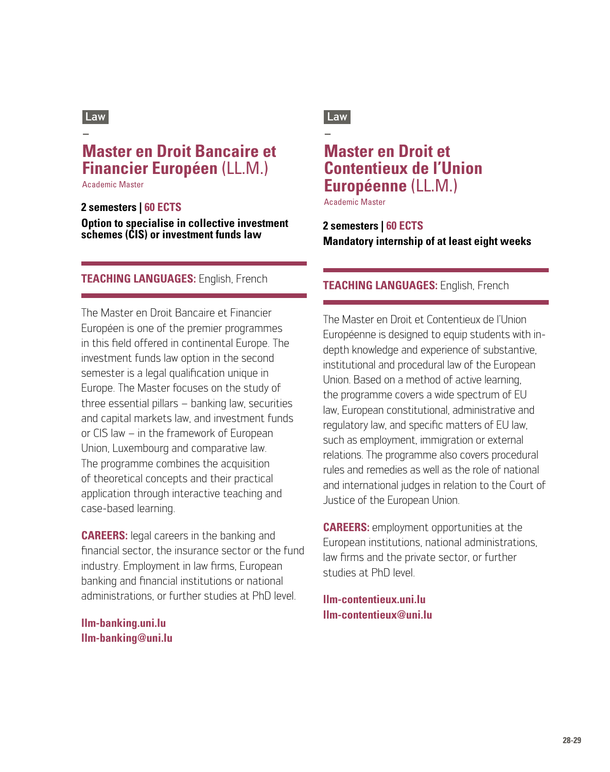Law

–

## Master en Droit Bancaire et Financier Européen (LL.M.)

Academic Master

**2 semesters | 60 ECTS**

**Option to specialise in collective investment schemes (CIS) or investment funds law**

**TEACHING LANGUAGES:** English, French

The Master en Droit Bancaire et Financier Européen is one of the premier programmes in this field offered in continental Europe. The investment funds law option in the second semester is a legal qualification unique in Europe. The Master focuses on the study of three essential pillars – banking law, securities and capital markets law, and investment funds or CIS law – in the framework of European Union, Luxembourg and comparative law. The programme combines the acquisition of theoretical concepts and their practical application through interactive teaching and case-based learning.

**CAREERS:** legal careers in the banking and financial sector, the insurance sector or the fund industry. Employment in law firms, European banking and financial institutions or national administrations, or further studies at PhD level.

**llm-banking.uni.lu**
**llm-banking@uni.lu**

Law

–

## Master en Droit et Contentieux de l'Union Européenne (LL.M.)

Academic Master

**2 semesters | 60 ECTS**

**Mandatory internship of at least eight weeks**

**TEACHING LANGUAGES:** English, French

The Master en Droit et Contentieux de l'Union Européenne is designed to equip students with in-depth knowledge and experience of substantive, institutional and procedural law of the European Union. Based on a method of active learning, the programme covers a wide spectrum of EU law, European constitutional, administrative and regulatory law, and specific matters of EU law, such as employment, immigration or external relations. The programme also covers procedural rules and remedies as well as the role of national and international judges in relation to the Court of Justice of the European Union.

**CAREERS:** employment opportunities at the European institutions, national administrations, law firms and the private sector, or further studies at PhD level.

**llm-contentieux.uni.lu**
**llm-contentieux@uni.lu**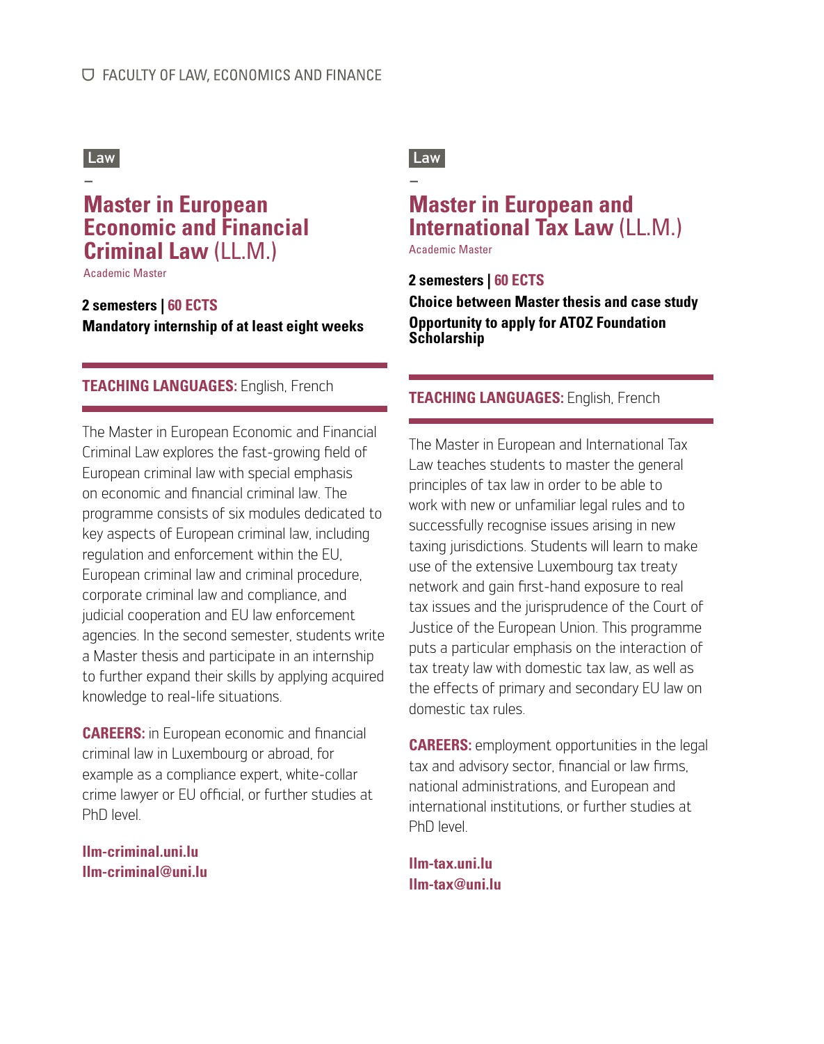Law

–

## Master in European Economic and Financial Criminal Law (LL.M.)

Academic Master

**2 semesters | 60 ECTS**

**Mandatory internship of at least eight weeks**

**TEACHING LANGUAGES:** English, French

The Master in European Economic and Financial Criminal Law explores the fast-growing field of European criminal law with special emphasis on economic and financial criminal law. The programme consists of six modules dedicated to key aspects of European criminal law, including regulation and enforcement within the EU, European criminal law and criminal procedure, corporate criminal law and compliance, and judicial cooperation and EU law enforcement agencies. In the second semester, students write a Master thesis and participate in an internship to further expand their skills by applying acquired knowledge to real-life situations.

**CAREERS:** in European economic and financial criminal law in Luxembourg or abroad, for example as a compliance expert, white-collar crime lawyer or EU official, or further studies at PhD level.

**llm-criminal.uni.lu**
**llm-criminal@uni.lu**

Law

–

## Master in European and International Tax Law (LL.M.)

Academic Master

**2 semesters | 60 ECTS**

**Choice between Master thesis and case study**

**Opportunity to apply for ATOZ Foundation Scholarship**

**TEACHING LANGUAGES:** English, French

The Master in European and International Tax Law teaches students to master the general principles of tax law in order to be able to work with new or unfamiliar legal rules and to successfully recognise issues arising in new taxing jurisdictions. Students will learn to make use of the extensive Luxembourg tax treaty network and gain first-hand exposure to real tax issues and the jurisprudence of the Court of Justice of the European Union. This programme puts a particular emphasis on the interaction of tax treaty law with domestic tax law, as well as the effects of primary and secondary EU law on domestic tax rules.

**CAREERS:** employment opportunities in the legal tax and advisory sector, financial or law firms, national administrations, and European and international institutions, or further studies at PhD level.

**llm-tax.uni.lu**
**llm-tax@uni.lu**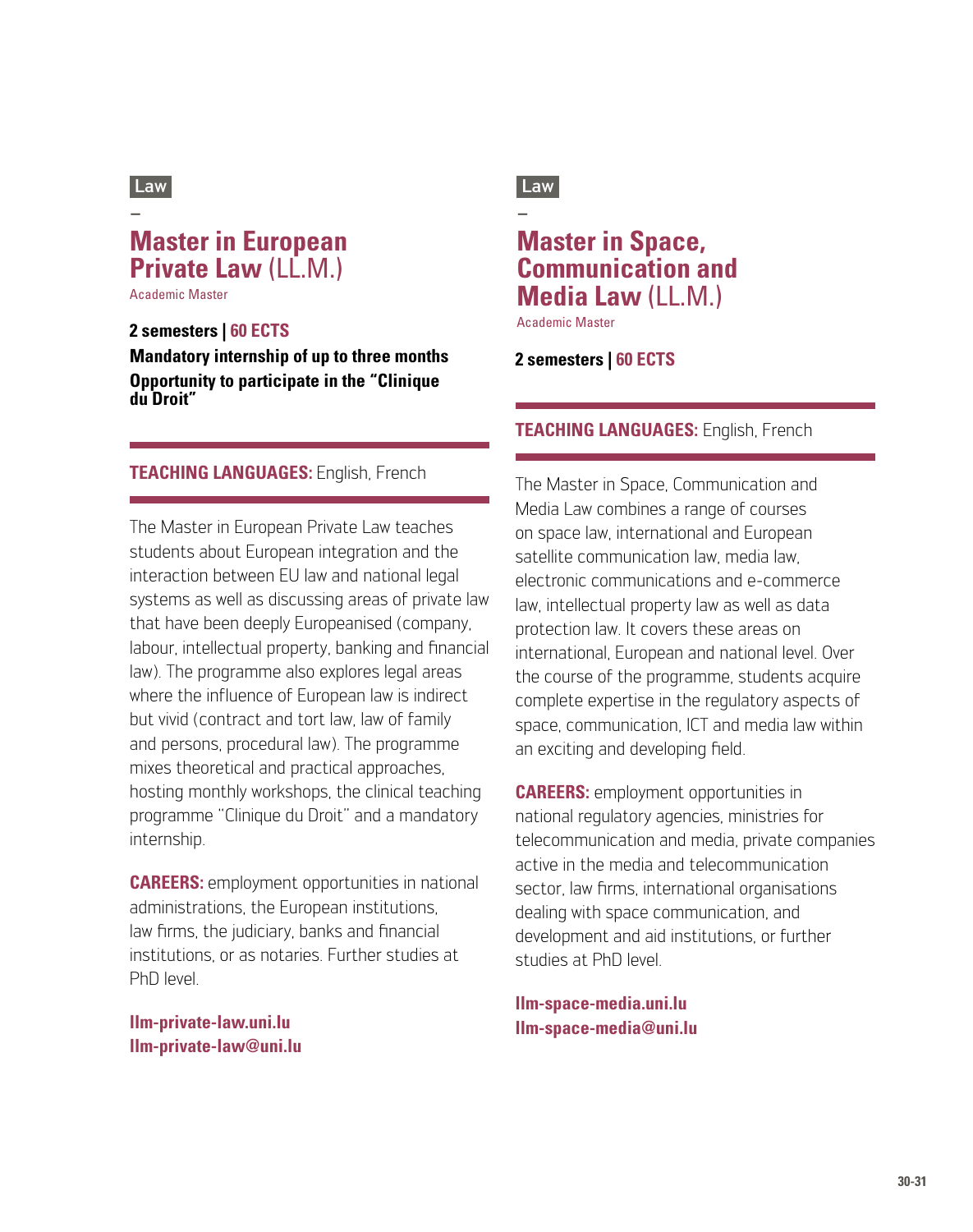Law

–

## Master in European Private Law (LL.M.)

Academic Master

**2 semesters | 60 ECTS**

**Mandatory internship of up to three months**

**Opportunity to participate in the "Clinique du Droit"**

**TEACHING LANGUAGES:** English, French

The Master in European Private Law teaches students about European integration and the interaction between EU law and national legal systems as well as discussing areas of private law that have been deeply Europeanised (company, labour, intellectual property, banking and financial law). The programme also explores legal areas where the influence of European law is indirect but vivid (contract and tort law, law of family and persons, procedural law). The programme mixes theoretical and practical approaches, hosting monthly workshops, the clinical teaching programme "Clinique du Droit" and a mandatory internship.

**CAREERS:** employment opportunities in national administrations, the European institutions, law firms, the judiciary, banks and financial institutions, or as notaries. Further studies at PhD level.

**llm-private-law.uni.lu**
**llm-private-law@uni.lu**

Law

–

## Master in Space, Communication and Media Law (LL.M.)

Academic Master

**2 semesters | 60 ECTS**

**TEACHING LANGUAGES:** English, French

The Master in Space, Communication and Media Law combines a range of courses on space law, international and European satellite communication law, media law, electronic communications and e-commerce law, intellectual property law as well as data protection law. It covers these areas on international, European and national level. Over the course of the programme, students acquire complete expertise in the regulatory aspects of space, communication, ICT and media law within an exciting and developing field.

**CAREERS:** employment opportunities in national regulatory agencies, ministries for telecommunication and media, private companies active in the media and telecommunication sector, law firms, international organisations dealing with space communication, and development and aid institutions, or further studies at PhD level.

**llm-space-media.uni.lu**
**llm-space-media@uni.lu**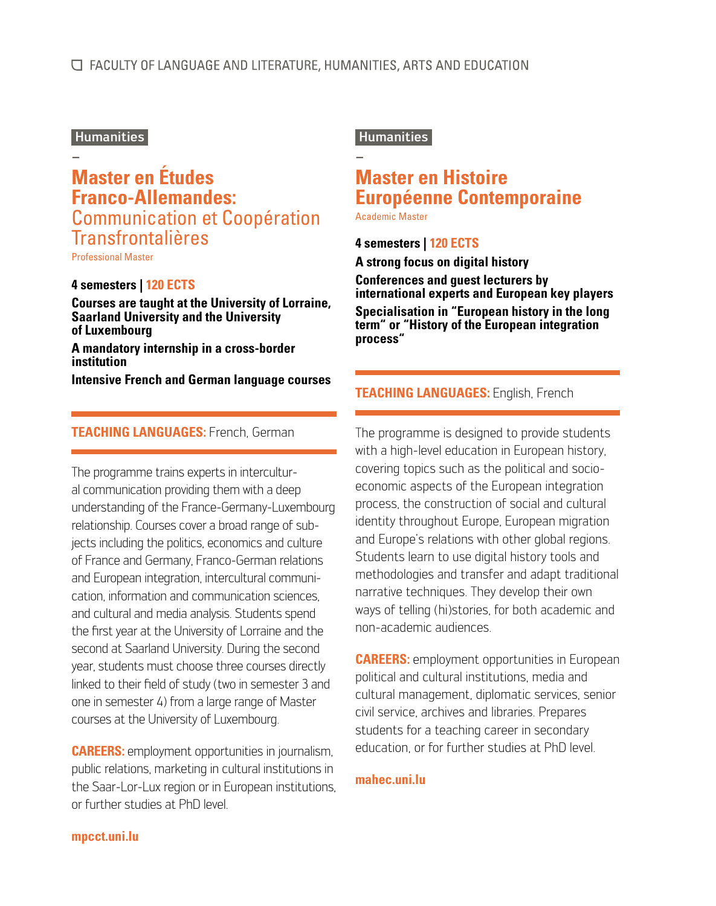FACULTY OF LANGUAGE AND LITERATURE, HUMANITIES, ARTS AND EDUCATION

Humanities

–

## Master en Études Franco-Allemandes: Communication et Coopération Transfrontalières

Professional Master

**4 semesters | 120 ECTS**

**Courses are taught at the University of Lorraine, Saarland University and the University of Luxembourg**

**A mandatory internship in a cross-border institution**

**Intensive French and German language courses**

**TEACHING LANGUAGES:** French, German

The programme trains experts in intercultural communication providing them with a deep understanding of the France-Germany-Luxembourg relationship. Courses cover a broad range of subjects including the politics, economics and culture of France and Germany, Franco-German relations and European integration, intercultural communication, information and communication sciences, and cultural and media analysis. Students spend the first year at the University of Lorraine and the second at Saarland University. During the second year, students must choose three courses directly linked to their field of study (two in semester 3 and one in semester 4) from a large range of Master courses at the University of Luxembourg.

**CAREERS:** employment opportunities in journalism, public relations, marketing in cultural institutions in the Saar-Lor-Lux region or in European institutions, or further studies at PhD level.

**mpcct.uni.lu**

Humanities

–

## Master en Histoire Européenne Contemporaine

Academic Master

**4 semesters | 120 ECTS**

**A strong focus on digital history**

**Conferences and guest lecturers by international experts and European key players**

**Specialisation in "European history in the long term" or "History of the European integration process"**

**TEACHING LANGUAGES:** English, French

The programme is designed to provide students with a high-level education in European history, covering topics such as the political and socio-economic aspects of the European integration process, the construction of social and cultural identity throughout Europe, European migration and Europe's relations with other global regions. Students learn to use digital history tools and methodologies and transfer and adapt traditional narrative techniques. They develop their own ways of telling (hi)stories, for both academic and non-academic audiences.

**CAREERS:** employment opportunities in European political and cultural institutions, media and cultural management, diplomatic services, senior civil service, archives and libraries. Prepares students for a teaching career in secondary education, or for further studies at PhD level.

**mahec.uni.lu**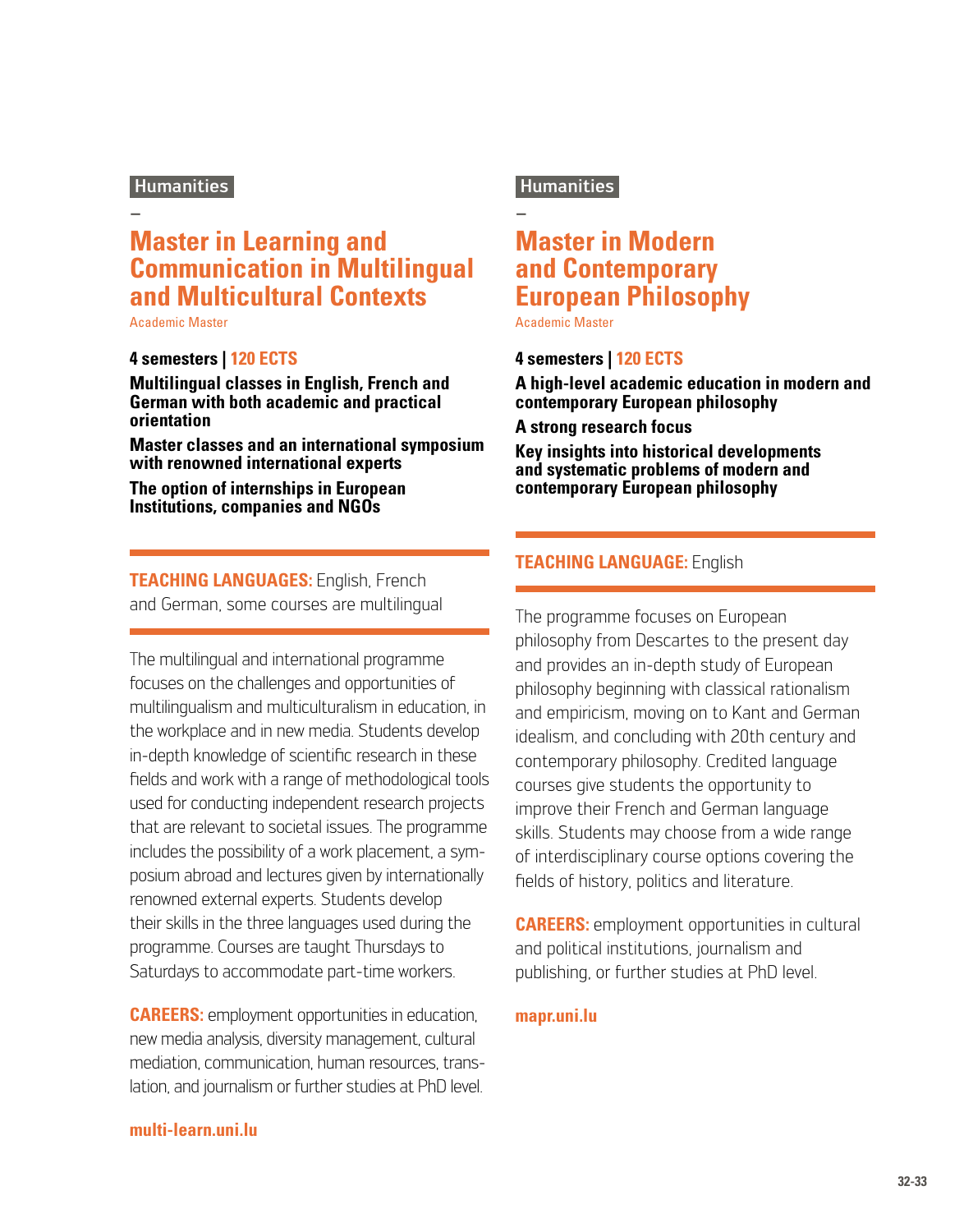Humanities

–

## Master in Learning and Communication in Multilingual and Multicultural Contexts

Academic Master

**4 semesters | 120 ECTS**

**Multilingual classes in English, French and German with both academic and practical orientation**

**Master classes and an international symposium with renowned international experts**

**The option of internships in European Institutions, companies and NGOs**

**TEACHING LANGUAGES:** English, French and German, some courses are multilingual

The multilingual and international programme focuses on the challenges and opportunities of multilingualism and multiculturalism in education, in the workplace and in new media. Students develop in-depth knowledge of scientific research in these fields and work with a range of methodological tools used for conducting independent research projects that are relevant to societal issues. The programme includes the possibility of a work placement, a symposium abroad and lectures given by internationally renowned external experts. Students develop their skills in the three languages used during the programme. Courses are taught Thursdays to Saturdays to accommodate part-time workers.

**CAREERS:** employment opportunities in education, new media analysis, diversity management, cultural mediation, communication, human resources, translation, and journalism or further studies at PhD level.

**multi-learn.uni.lu**

Humanities

–

## Master in Modern and Contemporary European Philosophy

Academic Master

**4 semesters | 120 ECTS**

**A high-level academic education in modern and contemporary European philosophy**

**A strong research focus**

**Key insights into historical developments and systematic problems of modern and contemporary European philosophy**

**TEACHING LANGUAGE:** English

The programme focuses on European philosophy from Descartes to the present day and provides an in-depth study of European philosophy beginning with classical rationalism and empiricism, moving on to Kant and German idealism, and concluding with 20th century and contemporary philosophy. Credited language courses give students the opportunity to improve their French and German language skills. Students may choose from a wide range of interdisciplinary course options covering the fields of history, politics and literature.

**CAREERS:** employment opportunities in cultural and political institutions, journalism and publishing, or further studies at PhD level.

**mapr.uni.lu**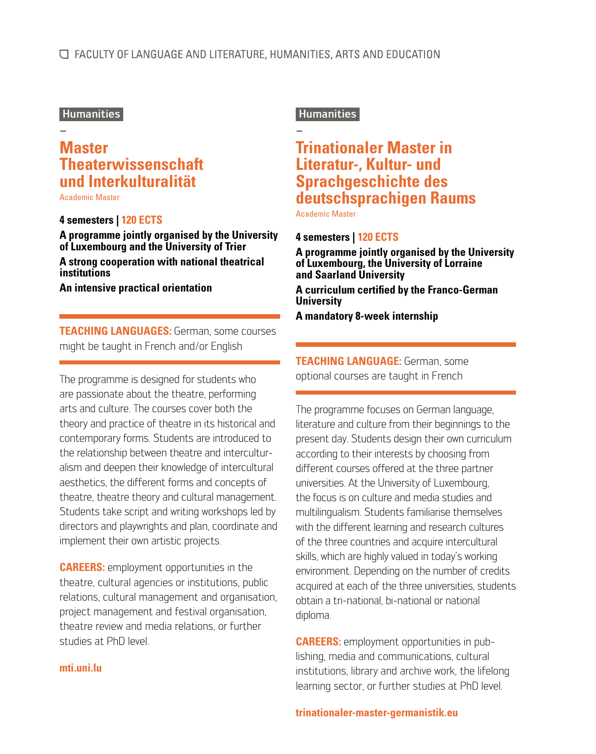Humanities

## Master Theaterwissenschaft und Interkulturalität

Academic Master

**4 semesters | 120 ECTS**

**A programme jointly organised by the University of Luxembourg and the University of Trier**

**A strong cooperation with national theatrical institutions**

**An intensive practical orientation**

**TEACHING LANGUAGES:** German, some courses might be taught in French and/or English

The programme is designed for students who are passionate about the theatre, performing arts and culture. The courses cover both the theory and practice of theatre in its historical and contemporary forms. Students are introduced to the relationship between theatre and interculturalism and deepen their knowledge of intercultural aesthetics, the different forms and concepts of theatre, theatre theory and cultural management. Students take script and writing workshops led by directors and playwrights and plan, coordinate and implement their own artistic projects.

**CAREERS:** employment opportunities in the theatre, cultural agencies or institutions, public relations, cultural management and organisation, project management and festival organisation, theatre review and media relations, or further studies at PhD level.

**mti.uni.lu**

Humanities

## Trinationaler Master in Literatur-, Kultur- und Sprachgeschichte des deutschsprachigen Raums

Academic Master

**4 semesters | 120 ECTS**

**A programme jointly organised by the University of Luxembourg, the University of Lorraine and Saarland University**

**A curriculum certified by the Franco-German University**

**A mandatory 8-week internship**

**TEACHING LANGUAGE:** German, some optional courses are taught in French

The programme focuses on German language, literature and culture from their beginnings to the present day. Students design their own curriculum according to their interests by choosing from different courses offered at the three partner universities. At the University of Luxembourg, the focus is on culture and media studies and multilingualism. Students familiarise themselves with the different learning and research cultures of the three countries and acquire intercultural skills, which are highly valued in today's working environment. Depending on the number of credits acquired at each of the three universities, students obtain a tri-national, bi-national or national diploma.

**CAREERS:** employment opportunities in publishing, media and communications, cultural institutions, library and archive work, the lifelong learning sector, or further studies at PhD level.

**trinationaler-master-germanistik.eu**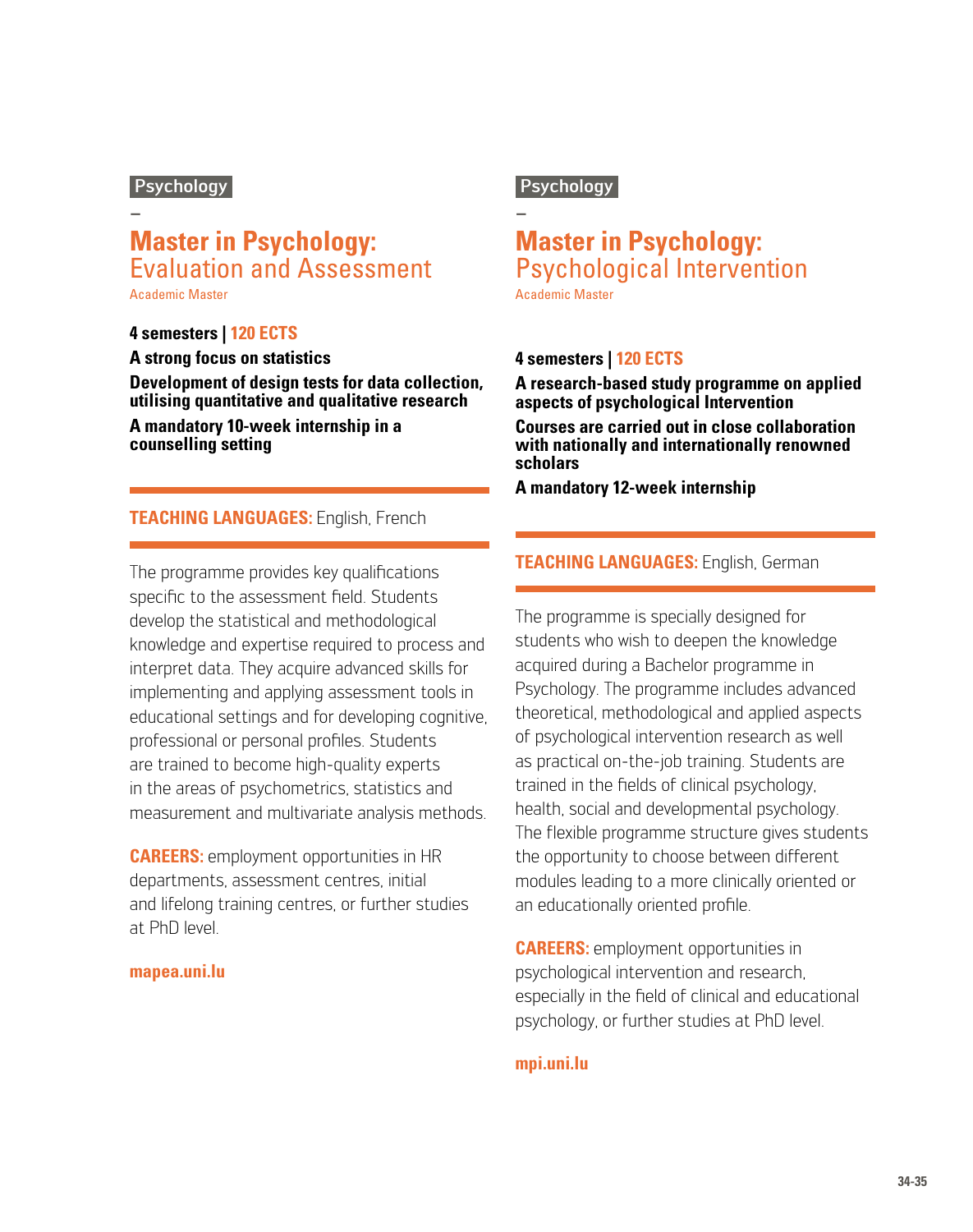Psychology

–

## Master in Psychology: Evaluation and Assessment

Academic Master

**4 semesters | 120 ECTS**

**A strong focus on statistics**

**Development of design tests for data collection, utilising quantitative and qualitative research**

**A mandatory 10-week internship in a counselling setting**

**TEACHING LANGUAGES:** English, French

The programme provides key qualifications specific to the assessment field. Students develop the statistical and methodological knowledge and expertise required to process and interpret data. They acquire advanced skills for implementing and applying assessment tools in educational settings and for developing cognitive, professional or personal profiles. Students are trained to become high-quality experts in the areas of psychometrics, statistics and measurement and multivariate analysis methods.

**CAREERS:** employment opportunities in HR departments, assessment centres, initial and lifelong training centres, or further studies at PhD level.

**mapea.uni.lu**

Psychology

–

## Master in Psychology: Psychological Intervention

Academic Master

**4 semesters | 120 ECTS**

**A research-based study programme on applied aspects of psychological Intervention**

**Courses are carried out in close collaboration with nationally and internationally renowned scholars**

**A mandatory 12-week internship**

**TEACHING LANGUAGES:** English, German

The programme is specially designed for students who wish to deepen the knowledge acquired during a Bachelor programme in Psychology. The programme includes advanced theoretical, methodological and applied aspects of psychological intervention research as well as practical on-the-job training. Students are trained in the fields of clinical psychology, health, social and developmental psychology. The flexible programme structure gives students the opportunity to choose between different modules leading to a more clinically oriented or an educationally oriented profile.

**CAREERS:** employment opportunities in psychological intervention and research, especially in the field of clinical and educational psychology, or further studies at PhD level.

**mpi.uni.lu**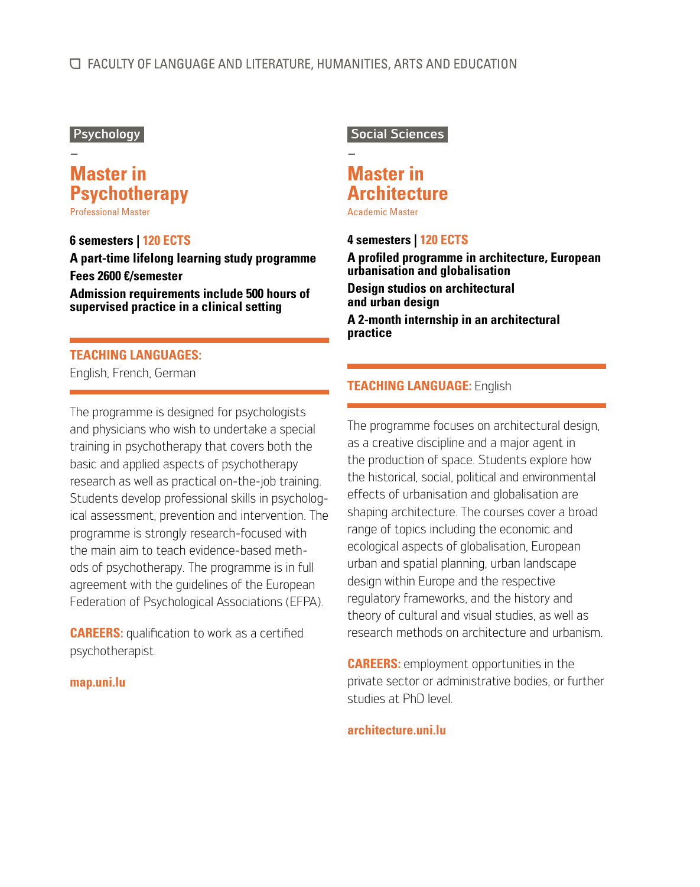FACULTY OF LANGUAGE AND LITERATURE, HUMANITIES, ARTS AND EDUCATION

Psychology

–

## Master in Psychotherapy

Professional Master

**6 semesters | 120 ECTS**

**A part-time lifelong learning study programme**

**Fees 2600 €/semester**

**Admission requirements include 500 hours of supervised practice in a clinical setting**

**TEACHING LANGUAGES:**
English, French, German

The programme is designed for psychologists and physicians who wish to undertake a special training in psychotherapy that covers both the basic and applied aspects of psychotherapy research as well as practical on-the-job training. Students develop professional skills in psychological assessment, prevention and intervention. The programme is strongly research-focused with the main aim to teach evidence-based methods of psychotherapy. The programme is in full agreement with the guidelines of the European Federation of Psychological Associations (EFPA).

**CAREERS:** qualification to work as a certified psychotherapist.

**map.uni.lu**

Social Sciences

–

## Master in Architecture

Academic Master

**4 semesters | 120 ECTS**

**A profiled programme in architecture, European urbanisation and globalisation**

**Design studios on architectural and urban design**

**A 2-month internship in an architectural practice**

**TEACHING LANGUAGE:** English

The programme focuses on architectural design, as a creative discipline and a major agent in the production of space. Students explore how the historical, social, political and environmental effects of urbanisation and globalisation are shaping architecture. The courses cover a broad range of topics including the economic and ecological aspects of globalisation, European urban and spatial planning, urban landscape design within Europe and the respective regulatory frameworks, and the history and theory of cultural and visual studies, as well as research methods on architecture and urbanism.

**CAREERS:** employment opportunities in the private sector or administrative bodies, or further studies at PhD level.

**architecture.uni.lu**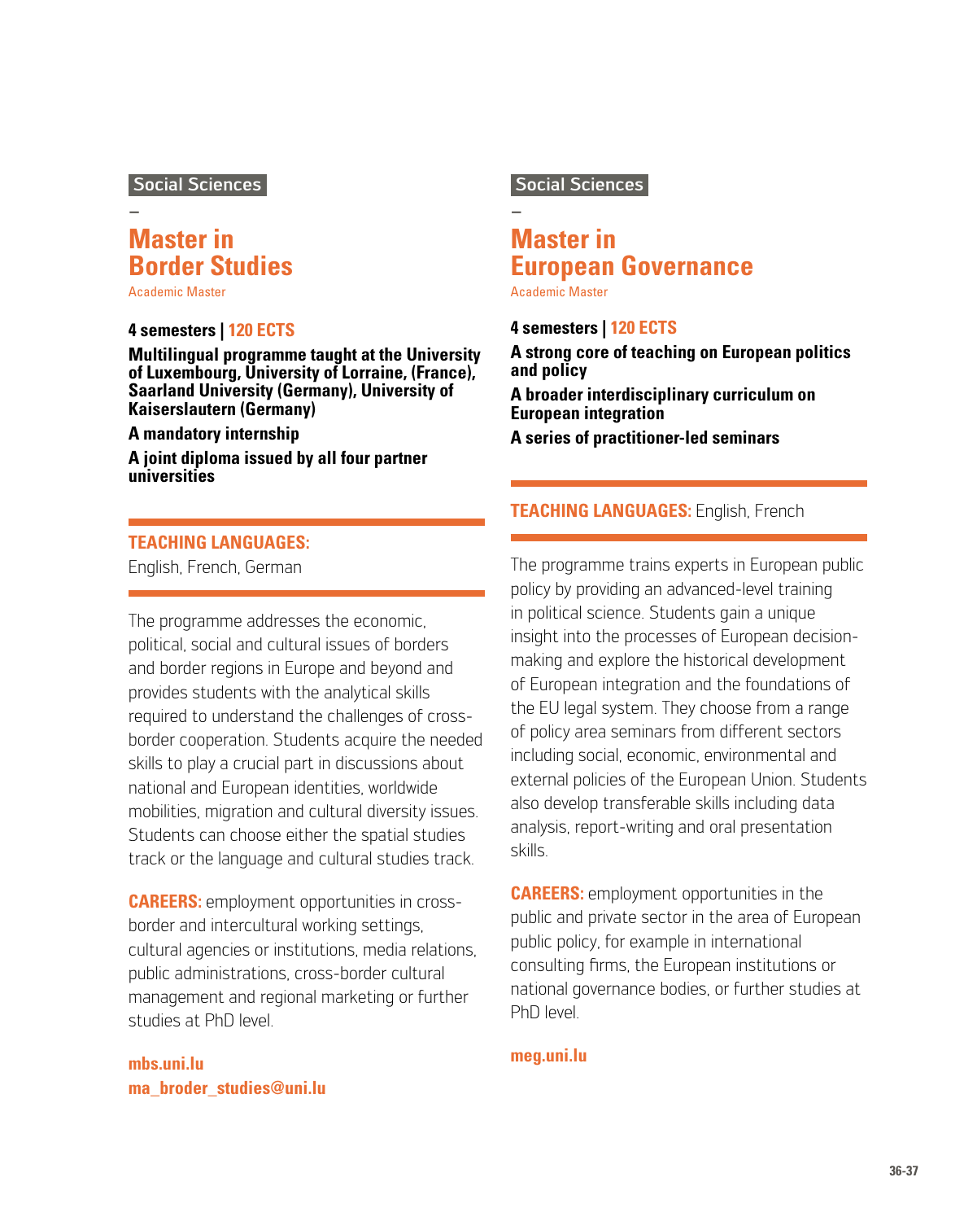Social Sciences

–

## Master in Border Studies

Academic Master

**4 semesters | 120 ECTS**

**Multilingual programme taught at the University of Luxembourg, University of Lorraine, (France), Saarland University (Germany), University of Kaiserslautern (Germany)**

**A mandatory internship**

**A joint diploma issued by all four partner universities**

**TEACHING LANGUAGES:**
English, French, German

The programme addresses the economic, political, social and cultural issues of borders and border regions in Europe and beyond and provides students with the analytical skills required to understand the challenges of cross-border cooperation. Students acquire the needed skills to play a crucial part in discussions about national and European identities, worldwide mobilities, migration and cultural diversity issues. Students can choose either the spatial studies track or the language and cultural studies track.

**CAREERS:** employment opportunities in cross-border and intercultural working settings, cultural agencies or institutions, media relations, public administrations, cross-border cultural management and regional marketing or further studies at PhD level.

**mbs.uni.lu**
**ma_broder_studies@uni.lu**

Social Sciences

–

## Master in European Governance

Academic Master

**4 semesters | 120 ECTS**

**A strong core of teaching on European politics and policy**

**A broader interdisciplinary curriculum on European integration**

**A series of practitioner-led seminars**

**TEACHING LANGUAGES:** English, French

The programme trains experts in European public policy by providing an advanced-level training in political science. Students gain a unique insight into the processes of European decision-making and explore the historical development of European integration and the foundations of the EU legal system. They choose from a range of policy area seminars from different sectors including social, economic, environmental and external policies of the European Union. Students also develop transferable skills including data analysis, report-writing and oral presentation skills.

**CAREERS:** employment opportunities in the public and private sector in the area of European public policy, for example in international consulting firms, the European institutions or national governance bodies, or further studies at PhD level.

**meg.uni.lu**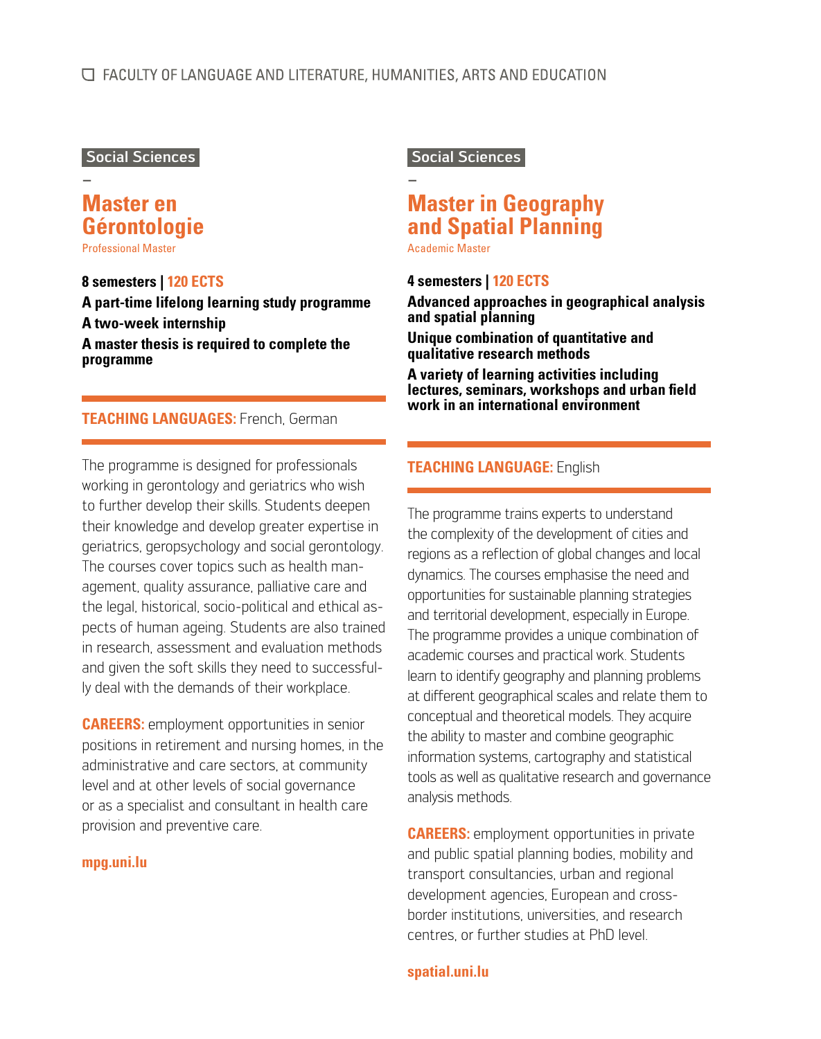FACULTY OF LANGUAGE AND LITERATURE, HUMANITIES, ARTS AND EDUCATION

Social Sciences

–

## Master en Gérontologie

Professional Master

**8 semesters | 120 ECTS**

**A part-time lifelong learning study programme**

**A two-week internship**

**A master thesis is required to complete the programme**

**TEACHING LANGUAGES:** French, German

The programme is designed for professionals working in gerontology and geriatrics who wish to further develop their skills. Students deepen their knowledge and develop greater expertise in geriatrics, geropsychology and social gerontology. The courses cover topics such as health management, quality assurance, palliative care and the legal, historical, socio-political and ethical aspects of human ageing. Students are also trained in research, assessment and evaluation methods and given the soft skills they need to successfully deal with the demands of their workplace.

**CAREERS:** employment opportunities in senior positions in retirement and nursing homes, in the administrative and care sectors, at community level and at other levels of social governance or as a specialist and consultant in health care provision and preventive care.

**mpg.uni.lu**

Social Sciences

–

## Master in Geography and Spatial Planning

Academic Master

**4 semesters | 120 ECTS**

**Advanced approaches in geographical analysis and spatial planning**

**Unique combination of quantitative and qualitative research methods**

**A variety of learning activities including lectures, seminars, workshops and urban field work in an international environment**

**TEACHING LANGUAGE:** English

The programme trains experts to understand the complexity of the development of cities and regions as a reflection of global changes and local dynamics. The courses emphasise the need and opportunities for sustainable planning strategies and territorial development, especially in Europe. The programme provides a unique combination of academic courses and practical work. Students learn to identify geography and planning problems at different geographical scales and relate them to conceptual and theoretical models. They acquire the ability to master and combine geographic information systems, cartography and statistical tools as well as qualitative research and governance analysis methods.

**CAREERS:** employment opportunities in private and public spatial planning bodies, mobility and transport consultancies, urban and regional development agencies, European and cross-border institutions, universities, and research centres, or further studies at PhD level.

**spatial.uni.lu**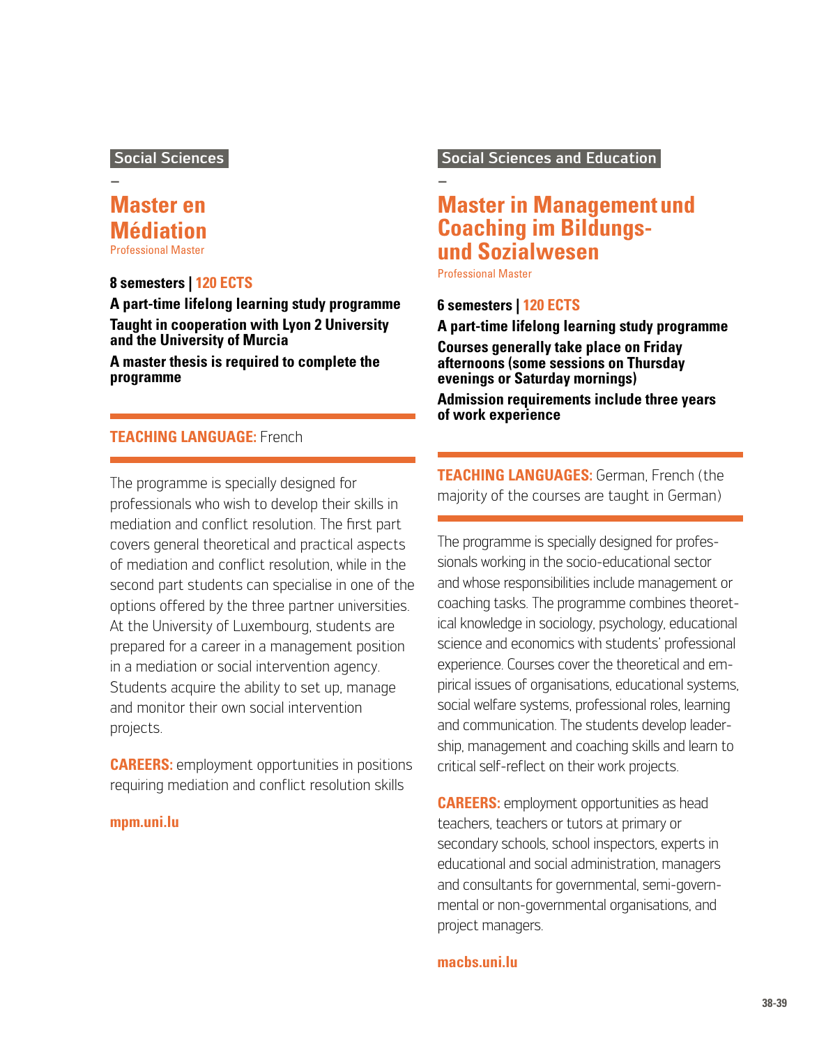Social Sciences

–

## Master en Médiation

Professional Master

**8 semesters | 120 ECTS**

**A part-time lifelong learning study programme**

**Taught in cooperation with Lyon 2 University and the University of Murcia**

**A master thesis is required to complete the programme**

**TEACHING LANGUAGE:** French

The programme is specially designed for professionals who wish to develop their skills in mediation and conflict resolution. The first part covers general theoretical and practical aspects of mediation and conflict resolution, while in the second part students can specialise in one of the options offered by the three partner universities. At the University of Luxembourg, students are prepared for a career in a management position in a mediation or social intervention agency. Students acquire the ability to set up, manage and monitor their own social intervention projects.

**CAREERS:** employment opportunities in positions requiring mediation and conflict resolution skills

**mpm.uni.lu**

Social Sciences and Education

–

## Master in Management und Coaching im Bildungs- und Sozialwesen

Professional Master

**6 semesters | 120 ECTS**

**A part-time lifelong learning study programme**

**Courses generally take place on Friday afternoons (some sessions on Thursday evenings or Saturday mornings)**

**Admission requirements include three years of work experience**

**TEACHING LANGUAGES:** German, French (the majority of the courses are taught in German)

The programme is specially designed for professionals working in the socio-educational sector and whose responsibilities include management or coaching tasks. The programme combines theoretical knowledge in sociology, psychology, educational science and economics with students' professional experience. Courses cover the theoretical and empirical issues of organisations, educational systems, social welfare systems, professional roles, learning and communication. The students develop leadership, management and coaching skills and learn to critical self-reflect on their work projects.

**CAREERS:** employment opportunities as head teachers, teachers or tutors at primary or secondary schools, school inspectors, experts in educational and social administration, managers and consultants for governmental, semi-governmental or non-governmental organisations, and project managers.

**macbs.uni.lu**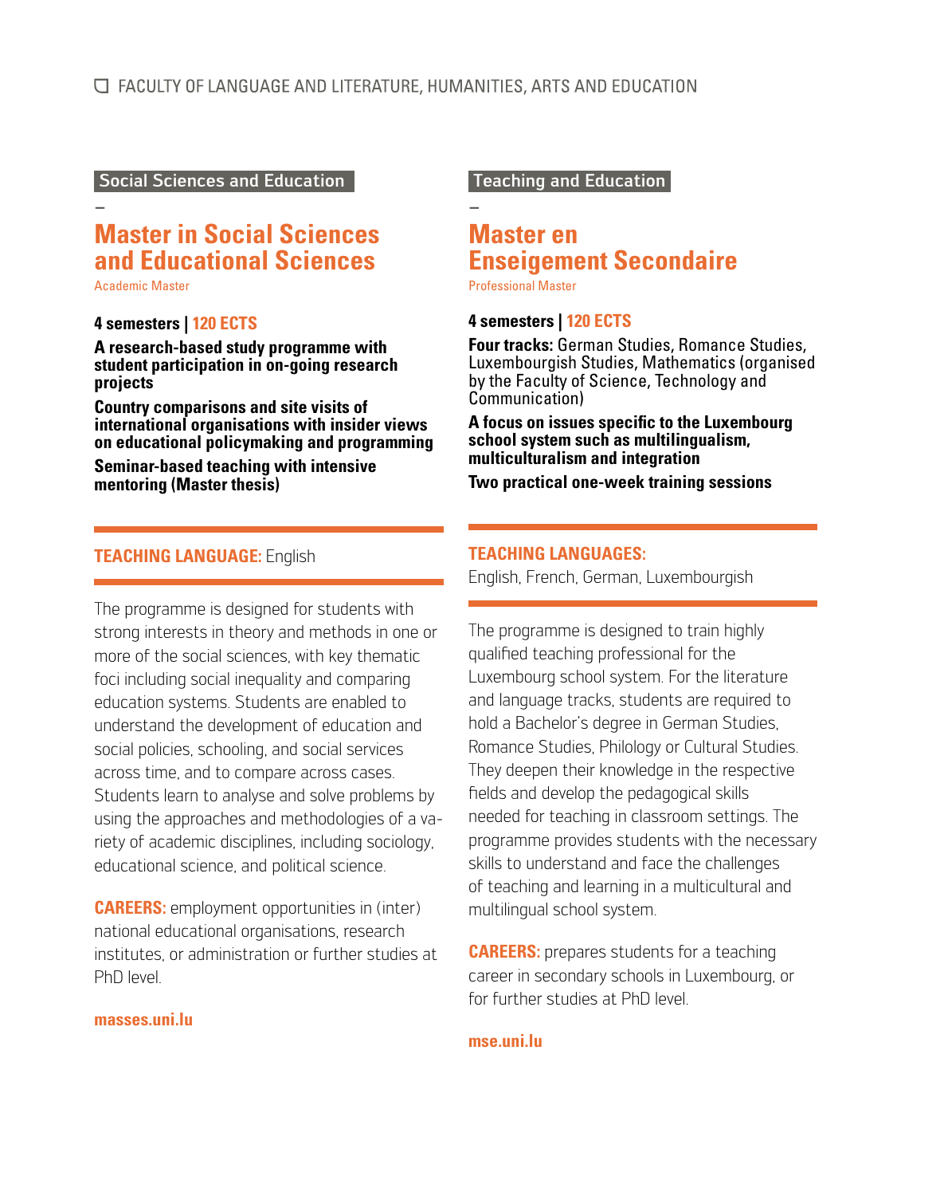Social Sciences and Education

–

## Master in Social Sciences and Educational Sciences

Academic Master

**4 semesters | 120 ECTS**

**A research-based study programme with student participation in on-going research projects**

**Country comparisons and site visits of international organisations with insider views on educational policymaking and programming**

**Seminar-based teaching with intensive mentoring (Master thesis)**

**TEACHING LANGUAGE:** English

The programme is designed for students with strong interests in theory and methods in one or more of the social sciences, with key thematic foci including social inequality and comparing education systems. Students are enabled to understand the development of education and social policies, schooling, and social services across time, and to compare across cases. Students learn to analyse and solve problems by using the approaches and methodologies of a variety of academic disciplines, including sociology, educational science, and political science.

**CAREERS:** employment opportunities in (inter) national educational organisations, research institutes, or administration or further studies at PhD level.

**masses.uni.lu**

Teaching and Education

–

## Master en Enseigement Secondaire

Professional Master

**4 semesters | 120 ECTS**

**Four tracks:** German Studies, Romance Studies, Luxembourgish Studies, Mathematics (organised by the Faculty of Science, Technology and Communication)

**A focus on issues specific to the Luxembourg school system such as multilingualism, multiculturalism and integration**

**Two practical one-week training sessions**

**TEACHING LANGUAGES:**
English, French, German, Luxembourgish

The programme is designed to train highly qualified teaching professional for the Luxembourg school system. For the literature and language tracks, students are required to hold a Bachelor's degree in German Studies, Romance Studies, Philology or Cultural Studies. They deepen their knowledge in the respective fields and develop the pedagogical skills needed for teaching in classroom settings. The programme provides students with the necessary skills to understand and face the challenges of teaching and learning in a multicultural and multilingual school system.

**CAREERS:** prepares students for a teaching career in secondary schools in Luxembourg, or for further studies at PhD level.

**mse.uni.lu**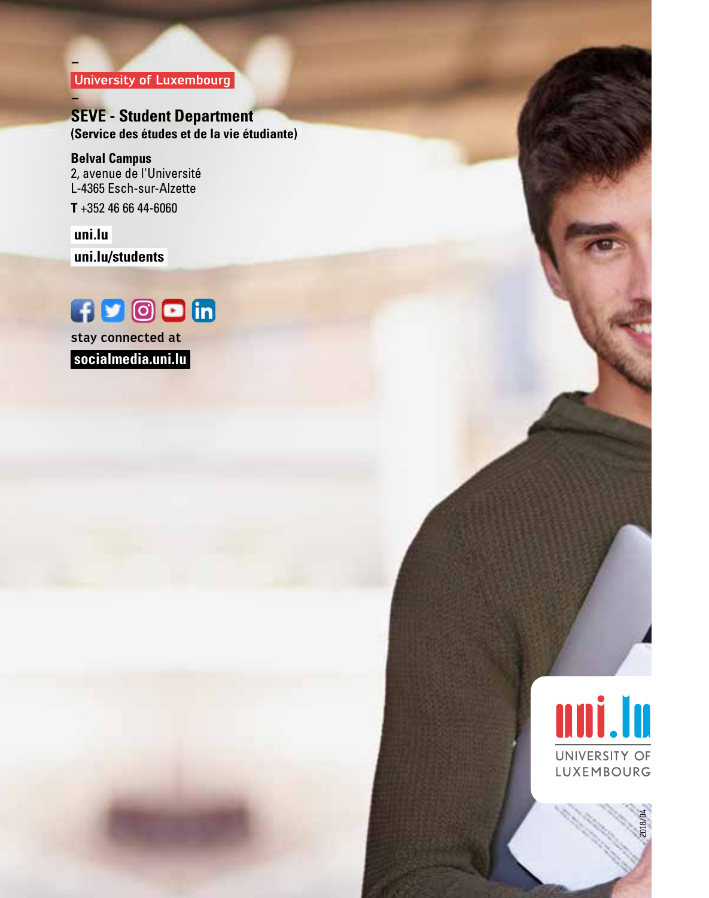–

University of Luxembourg

–

**SEVE - Student Department**
**(Service des études et de la vie étudiante)**

**Belval Campus**
2, avenue de l'Université
L-4365 Esch-sur-Alzette

**T** +352 46 66 44-6060

**uni.lu**

**uni.lu/students**

stay connected at

**socialmedia.uni.lu**

uni.lu
UNIVERSITY OF LUXEMBOURG

2018/04